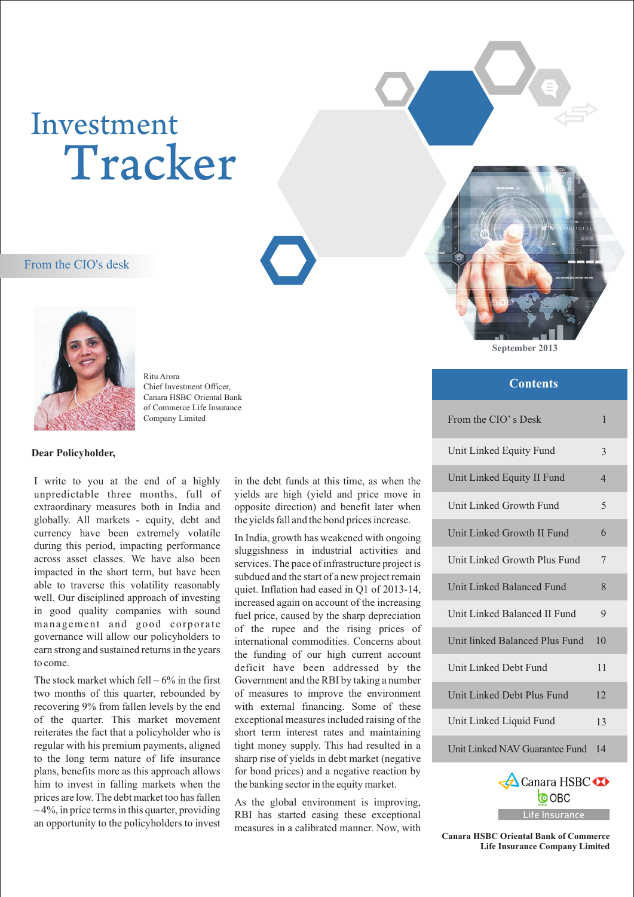# Investment Tracker

September 2013

## From the CIO's desk

Ritu Arora
Chief Investment Officer,
Canara HSBC Oriental Bank of Commerce Life Insurance Company Limited

**Dear Policyholder,**

I write to you at the end of a highly unpredictable three months, full of extraordinary measures both in India and globally. All markets - equity, debt and currency have been extremely volatile during this period, impacting performance across asset classes. We have also been impacted in the short term, but have been able to traverse this volatility reasonably well. Our disciplined approach of investing in good quality companies with sound management and good corporate governance will allow our policyholders to earn strong and sustained returns in the years to come.

The stock market which fell ~ 6% in the first two months of this quarter, rebounded by recovering 9% from fallen levels by the end of the quarter. This market movement reiterates the fact that a policyholder who is regular with his premium payments, aligned to the long term nature of life insurance plans, benefits more as this approach allows him to invest in falling markets when the prices are low. The debt market too has fallen ~ 4%, in price terms in this quarter, providing an opportunity to the policyholders to invest in the debt funds at this time, as when the yields are high (yield and price move in opposite direction) and benefit later when the yields fall and the bond prices increase.

In India, growth has weakened with ongoing sluggishness in industrial activities and services. The pace of infrastructure project is subdued and the start of a new project remain quiet. Inflation had eased in Q1 of 2013-14, increased again on account of the increasing fuel price, caused by the sharp depreciation of the rupee and the rising prices of international commodities. Concerns about the funding of our high current account deficit have been addressed by the Government and the RBI by taking a number of measures to improve the environment with external financing. Some of these exceptional measures included raising of the short term interest rates and maintaining tight money supply. This had resulted in a sharp rise of yields in debt market (negative for bond prices) and a negative reaction by the banking sector in the equity market.

As the global environment is improving, RBI has started easing these exceptional measures in a calibrated manner. Now, with

## Contents

| | |
|---|---|
| From the CIO' s Desk | 1 |
| Unit Linked Equity Fund | 3 |
| Unit Linked Equity II Fund | 4 |
| Unit Linked Growth Fund | 5 |
| Unit Linked Growth II Fund | 6 |
| Unit Linked Growth Plus Fund | 7 |
| Unit Linked Balanced Fund | 8 |
| Unit Linked Balanced II Fund | 9 |
| Unit linked Balanced Plus Fund | 10 |
| Unit Linked Debt Fund | 11 |
| Unit Linked Debt Plus Fund | 12 |
| Unit Linked Liquid Fund | 13 |
| Unit Linked NAV Guarantee Fund | 14 |

Canara HSBC OBC Life Insurance

**Canara HSBC Oriental Bank of Commerce Life Insurance Company Limited**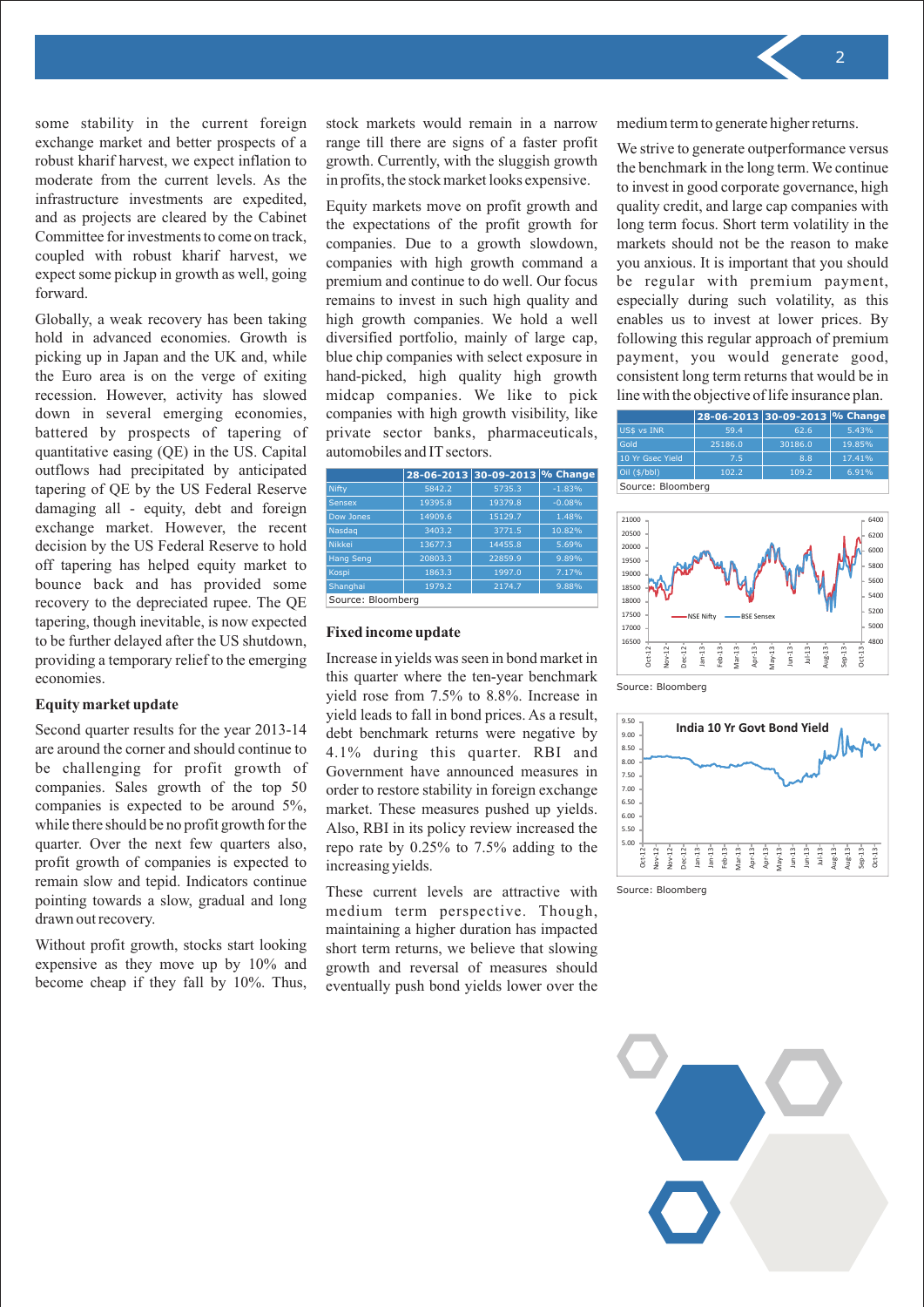some stability in the current foreign exchange market and better prospects of a robust kharif harvest, we expect inflation to moderate from the current levels. As the infrastructure investments are expedited, and as projects are cleared by the Cabinet Committee for investments to come on track, coupled with robust kharif harvest, we expect some pickup in growth as well, going forward.

Globally, a weak recovery has been taking hold in advanced economies. Growth is picking up in Japan and the UK and, while the Euro area is on the verge of exiting recession. However, activity has slowed down in several emerging economies, battered by prospects of tapering of quantitative easing (QE) in the US. Capital outflows had precipitated by anticipated tapering of QE by the US Federal Reserve damaging all - equity, debt and foreign exchange market. However, the recent decision by the US Federal Reserve to hold off tapering has helped equity market to bounce back and has provided some recovery to the depreciated rupee. The QE tapering, though inevitable, is now expected to be further delayed after the US shutdown, providing a temporary relief to the emerging economies.

**Equity market update**

Second quarter results for the year 2013-14 are around the corner and should continue to be challenging for profit growth of companies. Sales growth of the top 50 companies is expected to be around 5%, while there should be no profit growth for the quarter. Over the next few quarters also, profit growth of companies is expected to remain slow and tepid. Indicators continue pointing towards a slow, gradual and long drawn out recovery.

Without profit growth, stocks start looking expensive as they move up by 10% and become cheap if they fall by 10%. Thus, stock markets would remain in a narrow range till there are signs of a faster profit growth. Currently, with the sluggish growth in profits, the stock market looks expensive.

Equity markets move on profit growth and the expectations of the profit growth for companies. Due to a growth slowdown, companies with high growth command a premium and continue to do well. Our focus remains to invest in such high quality and high growth companies. We hold a well diversified portfolio, mainly of large cap, blue chip companies with select exposure in hand-picked, high quality high growth midcap companies. We like to pick companies with high growth visibility, like private sector banks, pharmaceuticals, automobiles and IT sectors.

| | 28-06-2013 | 30-09-2013 | % Change |
|---|---|---|---|
| Nifty | 5842.2 | 5735.3 | -1.83% |
| Sensex | 19395.8 | 19379.8 | -0.08% |
| Dow Jones | 14909.6 | 15129.7 | 1.48% |
| Nasdaq | 3403.2 | 3771.5 | 10.82% |
| Nikkei | 13677.3 | 14455.8 | 5.69% |
| Hang Seng | 20803.3 | 22859.9 | 9.89% |
| Kospi | 1863.3 | 1997.0 | 7.17% |
| Shanghai | 1979.2 | 2174.7 | 9.88% |

Source: Bloomberg

**Fixed income update**

Increase in yields was seen in bond market in this quarter where the ten-year benchmark yield rose from 7.5% to 8.8%. Increase in yield leads to fall in bond prices. As a result, debt benchmark returns were negative by 4.1% during this quarter. RBI and Government have announced measures in order to restore stability in foreign exchange market. These measures pushed up yields. Also, RBI in its policy review increased the repo rate by 0.25% to 7.5% adding to the increasing yields.

These current levels are attractive with medium term perspective. Though, maintaining a higher duration has impacted short term returns, we believe that slowing growth and reversal of measures should eventually push bond yields lower over the medium term to generate higher returns.

We strive to generate outperformance versus the benchmark in the long term. We continue to invest in good corporate governance, high quality credit, and large cap companies with long term focus. Short term volatility in the markets should not be the reason to make you anxious. It is important that you should be regular with premium payment, especially during such volatility, as this enables us to invest at lower prices. By following this regular approach of premium payment, you would generate good, consistent long term returns that would be in line with the objective of life insurance plan.

| | 28-06-2013 | 30-09-2013 | % Change |
|---|---|---|---|
| US$ vs INR | 59.4 | 62.6 | 5.43% |
| Gold | 25186.0 | 30186.0 | 19.85% |
| 10 Yr Gsec Yield | 7.5 | 8.8 | 17.41% |
| Oil ($/bbl) | 102.2 | 109.2 | 6.91% |

Source: Bloomberg

Source: Bloomberg

India 10 Yr Govt Bond Yield

Source: Bloomberg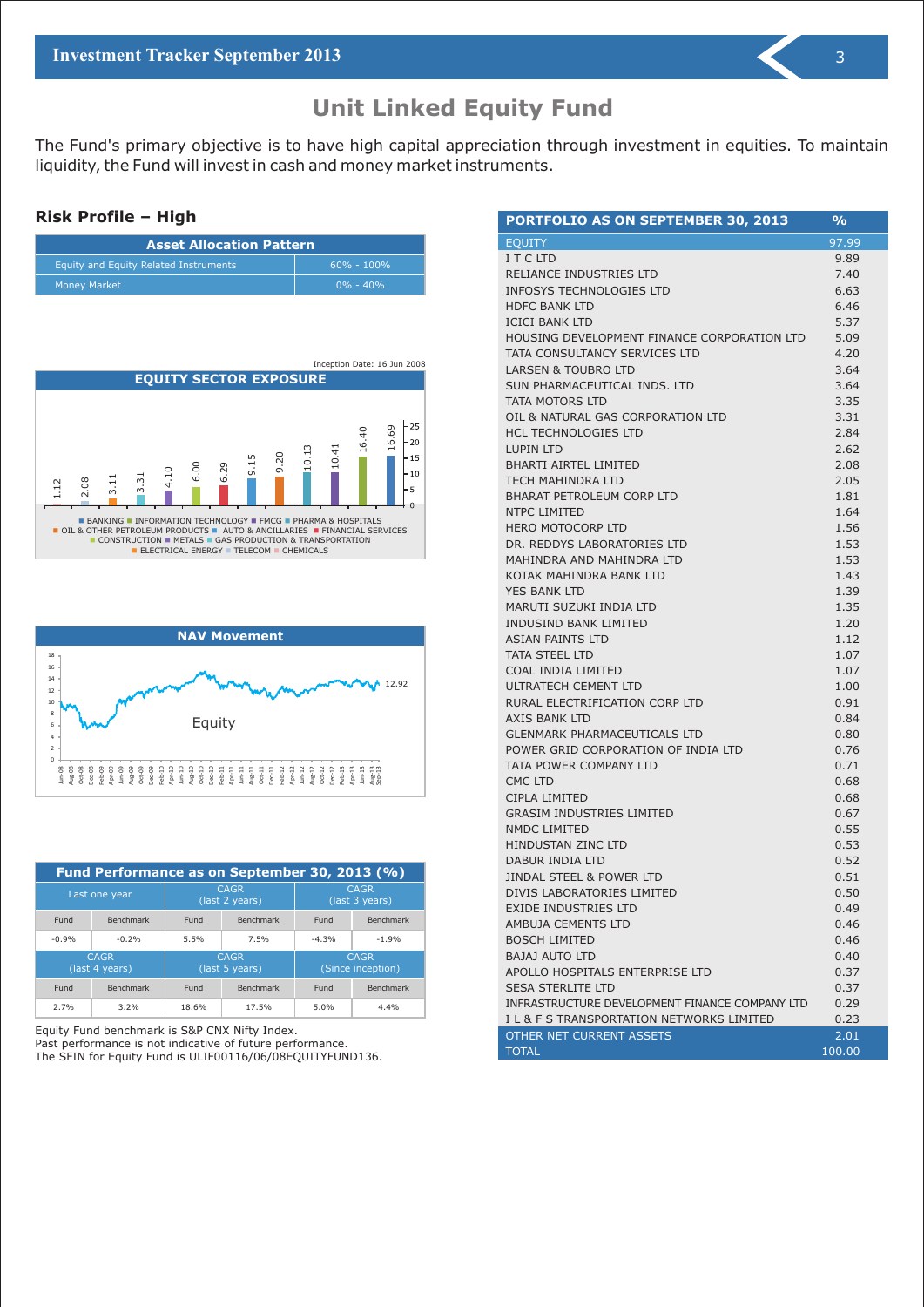# Unit Linked Equity Fund

The Fund's primary objective is to have high capital appreciation through investment in equities. To maintain liquidity, the Fund will invest in cash and money market instruments.

## Risk Profile – High

| Asset Allocation Pattern | |
|---|---|
| Equity and Equity Related Instruments | 60% - 100% |
| Money Market | 0% - 40% |

Inception Date: 16 Jun 2008

**EQUITY SECTOR EXPOSURE**

| Sector | % |
|---|---|
| | 1.12 |
| | 2.08 |
| | 3.11 |
| | 3.31 |
| | 4.10 |
| | 6.00 |
| | 6.29 |
| | 9.15 |
| | 9.20 |
| | 10.13 |
| | 10.41 |
| | 16.40 |
| | 16.69 |

BANKING, INFORMATION TECHNOLOGY, FMCG, PHARMA & HOSPITALS, OIL & OTHER PETROLEUM PRODUCTS, AUTO & ANCILLARIES, FINANCIAL SERVICES, CONSTRUCTION, METALS, GAS PRODUCTION & TRANSPORTATION, ELECTRICAL ENERGY, TELECOM, CHEMICALS

**NAV Movement**

Equity — 12.92

| Fund Performance as on September 30, 2013 (%) | | | | | |
|---|---|---|---|---|---|
| Last one year | | CAGR (last 2 years) | | CAGR (last 3 years) | |
| Fund | Benchmark | Fund | Benchmark | Fund | Benchmark |
| -0.9% | -0.2% | 5.5% | 7.5% | -4.3% | -1.9% |
| CAGR (last 4 years) | | CAGR (last 5 years) | | CAGR (Since inception) | |
| Fund | Benchmark | Fund | Benchmark | Fund | Benchmark |
| 2.7% | 3.2% | 18.6% | 17.5% | 5.0% | 4.4% |

Equity Fund benchmark is S&P CNX Nifty Index.
Past performance is not indicative of future performance.
The SFIN for Equity Fund is ULIF00116/06/08EQUITYFUND136.

| PORTFOLIO AS ON SEPTEMBER 30, 2013 | % |
|---|---|
| EQUITY | 97.99 |
| I T C LTD | 9.89 |
| RELIANCE INDUSTRIES LTD | 7.40 |
| INFOSYS TECHNOLOGIES LTD | 6.63 |
| HDFC BANK LTD | 6.46 |
| ICICI BANK LTD | 5.37 |
| HOUSING DEVELOPMENT FINANCE CORPORATION LTD | 5.09 |
| TATA CONSULTANCY SERVICES LTD | 4.20 |
| LARSEN & TOUBRO LTD | 3.64 |
| SUN PHARMACEUTICAL INDS. LTD | 3.64 |
| TATA MOTORS LTD | 3.35 |
| OIL & NATURAL GAS CORPORATION LTD | 3.31 |
| HCL TECHNOLOGIES LTD | 2.84 |
| LUPIN LTD | 2.62 |
| BHARTI AIRTEL LIMITED | 2.08 |
| TECH MAHINDRA LTD | 2.05 |
| BHARAT PETROLEUM CORP LTD | 1.81 |
| NTPC LIMITED | 1.64 |
| HERO MOTOCORP LTD | 1.56 |
| DR. REDDYS LABORATORIES LTD | 1.53 |
| MAHINDRA AND MAHINDRA LTD | 1.53 |
| KOTAK MAHINDRA BANK LTD | 1.43 |
| YES BANK LTD | 1.39 |
| MARUTI SUZUKI INDIA LTD | 1.35 |
| INDUSIND BANK LIMITED | 1.20 |
| ASIAN PAINTS LTD | 1.12 |
| TATA STEEL LTD | 1.07 |
| COAL INDIA LIMITED | 1.07 |
| ULTRATECH CEMENT LTD | 1.00 |
| RURAL ELECTRIFICATION CORP LTD | 0.91 |
| AXIS BANK LTD | 0.84 |
| GLENMARK PHARMACEUTICALS LTD | 0.80 |
| POWER GRID CORPORATION OF INDIA LTD | 0.76 |
| TATA POWER COMPANY LTD | 0.71 |
| CMC LTD | 0.68 |
| CIPLA LIMITED | 0.68 |
| GRASIM INDUSTRIES LIMITED | 0.67 |
| NMDC LIMITED | 0.55 |
| HINDUSTAN ZINC LTD | 0.53 |
| DABUR INDIA LTD | 0.52 |
| JINDAL STEEL & POWER LTD | 0.51 |
| DIVIS LABORATORIES LIMITED | 0.50 |
| EXIDE INDUSTRIES LTD | 0.49 |
| AMBUJA CEMENTS LTD | 0.46 |
| BOSCH LIMITED | 0.46 |
| BAJAJ AUTO LTD | 0.40 |
| APOLLO HOSPITALS ENTERPRISE LTD | 0.37 |
| SESA STERLITE LTD | 0.37 |
| INFRASTRUCTURE DEVELOPMENT FINANCE COMPANY LTD | 0.29 |
| I L & F S TRANSPORTATION NETWORKS LIMITED | 0.23 |
| OTHER NET CURRENT ASSETS | 2.01 |
| TOTAL | 100.00 |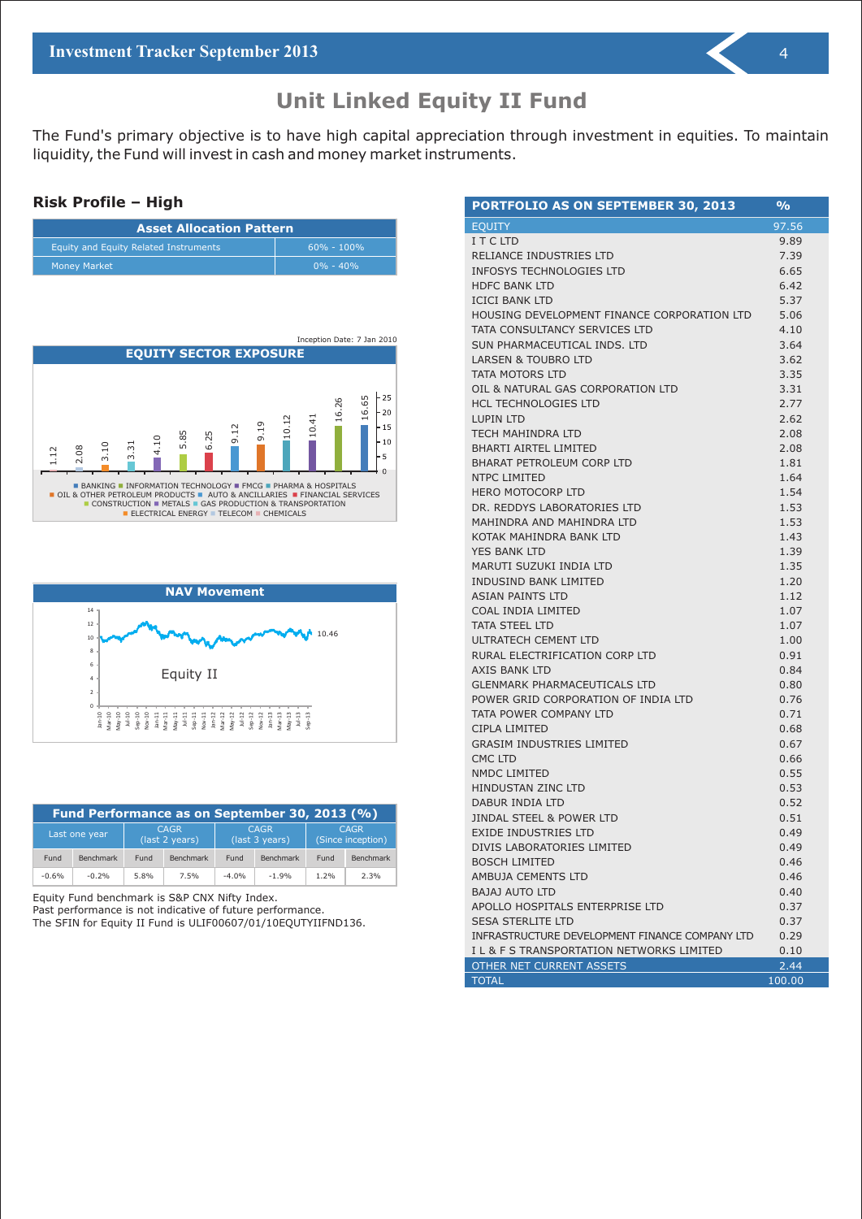# Unit Linked Equity II Fund

The Fund's primary objective is to have high capital appreciation through investment in equities. To maintain liquidity, the Fund will invest in cash and money market instruments.

## Risk Profile – High

| Asset Allocation Pattern | |
|---|---|
| Equity and Equity Related Instruments | 60% - 100% |
| Money Market | 0% - 40% |

Inception Date: 7 Jan 2010

**EQUITY SECTOR EXPOSURE**

1.12, 2.08, 3.10, 3.31, 4.10, 5.85, 6.25, 9.12, 9.19, 10.12, 10.41, 16.26, 16.65

BANKING, INFORMATION TECHNOLOGY, FMCG, PHARMA & HOSPITALS, OIL & OTHER PETROLEUM PRODUCTS, AUTO & ANCILLARIES, FINANCIAL SERVICES, CONSTRUCTION, METALS, GAS PRODUCTION & TRANSPORTATION, ELECTRICAL ENERGY, TELECOM, CHEMICALS

**NAV Movement**

Equity II: 10.46

| Fund Performance as on September 30, 2013 (%) | | | | | | | |
|---|---|---|---|---|---|---|---|
| Last one year | | CAGR (last 2 years) | | CAGR (last 3 years) | | CAGR (Since inception) | |
| Fund | Benchmark | Fund | Benchmark | Fund | Benchmark | Fund | Benchmark |
| -0.6% | -0.2% | 5.8% | 7.5% | -4.0% | -1.9% | 1.2% | 2.3% |

Equity Fund benchmark is S&P CNX Nifty Index.
Past performance is not indicative of future performance.
The SFIN for Equity II Fund is ULIF00607/01/10EQUTYIIFND136.

| PORTFOLIO AS ON SEPTEMBER 30, 2013 | % |
|---|---|
| EQUITY | 97.56 |
| I T C LTD | 9.89 |
| RELIANCE INDUSTRIES LTD | 7.39 |
| INFOSYS TECHNOLOGIES LTD | 6.65 |
| HDFC BANK LTD | 6.42 |
| ICICI BANK LTD | 5.37 |
| HOUSING DEVELOPMENT FINANCE CORPORATION LTD | 5.06 |
| TATA CONSULTANCY SERVICES LTD | 4.10 |
| SUN PHARMACEUTICAL INDS. LTD | 3.64 |
| LARSEN & TOUBRO LTD | 3.62 |
| TATA MOTORS LTD | 3.35 |
| OIL & NATURAL GAS CORPORATION LTD | 3.31 |
| HCL TECHNOLOGIES LTD | 2.77 |
| LUPIN LTD | 2.62 |
| TECH MAHINDRA LTD | 2.08 |
| BHARTI AIRTEL LIMITED | 2.08 |
| BHARAT PETROLEUM CORP LTD | 1.81 |
| NTPC LIMITED | 1.64 |
| HERO MOTOCORP LTD | 1.54 |
| DR. REDDYS LABORATORIES LTD | 1.53 |
| MAHINDRA AND MAHINDRA LTD | 1.53 |
| KOTAK MAHINDRA BANK LTD | 1.43 |
| YES BANK LTD | 1.39 |
| MARUTI SUZUKI INDIA LTD | 1.35 |
| INDUSIND BANK LIMITED | 1.20 |
| ASIAN PAINTS LTD | 1.12 |
| COAL INDIA LIMITED | 1.07 |
| TATA STEEL LTD | 1.07 |
| ULTRATECH CEMENT LTD | 1.00 |
| RURAL ELECTRIFICATION CORP LTD | 0.91 |
| AXIS BANK LTD | 0.84 |
| GLENMARK PHARMACEUTICALS LTD | 0.80 |
| POWER GRID CORPORATION OF INDIA LTD | 0.76 |
| TATA POWER COMPANY LTD | 0.71 |
| CIPLA LIMITED | 0.68 |
| GRASIM INDUSTRIES LIMITED | 0.67 |
| CMC LTD | 0.66 |
| NMDC LIMITED | 0.55 |
| HINDUSTAN ZINC LTD | 0.53 |
| DABUR INDIA LTD | 0.52 |
| JINDAL STEEL & POWER LTD | 0.51 |
| EXIDE INDUSTRIES LTD | 0.49 |
| DIVIS LABORATORIES LIMITED | 0.49 |
| BOSCH LIMITED | 0.46 |
| AMBUJA CEMENTS LTD | 0.46 |
| BAJAJ AUTO LTD | 0.40 |
| APOLLO HOSPITALS ENTERPRISE LTD | 0.37 |
| SESA STERLITE LTD | 0.37 |
| INFRASTRUCTURE DEVELOPMENT FINANCE COMPANY LTD | 0.29 |
| I L & F S TRANSPORTATION NETWORKS LIMITED | 0.10 |
| OTHER NET CURRENT ASSETS | 2.44 |
| TOTAL | 100.00 |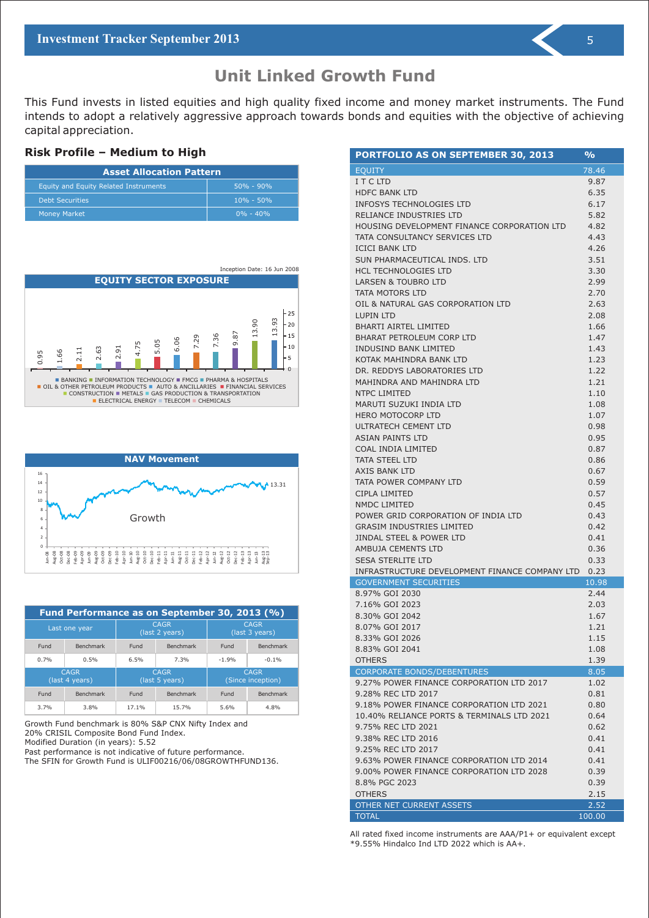# Unit Linked Growth Fund

This Fund invests in listed equities and high quality fixed income and money market instruments. The Fund intends to adopt a relatively aggressive approach towards bonds and equities with the objective of achieving capital appreciation.

### Risk Profile – Medium to High

| Asset Allocation Pattern | |
|---|---|
| Equity and Equity Related Instruments | 50% - 90% |
| Debt Securities | 10% - 50% |
| Money Market | 0% - 40% |

Inception Date: 16 Jun 2008

**EQUITY SECTOR EXPOSURE**

0.95, 1.66, 2.11, 2.63, 2.91, 4.75, 5.05, 6.06, 7.29, 7.36, 9.87, 13.90, 13.93

BANKING, INFORMATION TECHNOLOGY, FMCG, PHARMA & HOSPITALS, OIL & OTHER PETROLEUM PRODUCTS, AUTO & ANCILLARIES, FINANCIAL SERVICES, CONSTRUCTION, METALS, GAS PRODUCTION & TRANSPORTATION, ELECTRICAL ENERGY, TELECOM, CHEMICALS

**NAV Movement**

Growth 13.31

| Fund Performance as on September 30, 2013 (%) | | | | | |
|---|---|---|---|---|---|
| Last one year | | CAGR (last 2 years) | | CAGR (last 3 years) | |
| Fund | Benchmark | Fund | Benchmark | Fund | Benchmark |
| 0.7% | 0.5% | 6.5% | 7.3% | -1.9% | -0.1% |
| CAGR (last 4 years) | | CAGR (last 5 years) | | CAGR (Since inception) | |
| Fund | Benchmark | Fund | Benchmark | Fund | Benchmark |
| 3.7% | 3.8% | 17.1% | 15.7% | 5.6% | 4.8% |

Growth Fund benchmark is 80% S&P CNX Nifty Index and 20% CRISIL Composite Bond Fund Index.
Modified Duration (in years): 5.52
Past performance is not indicative of future performance.
The SFIN for Growth Fund is ULIF00216/06/08GROWTHFUND136.

| PORTFOLIO AS ON SEPTEMBER 30, 2013 | % |
|---|---|
| **EQUITY** | **78.46** |
| I T C LTD | 9.87 |
| HDFC BANK LTD | 6.35 |
| INFOSYS TECHNOLOGIES LTD | 6.17 |
| RELIANCE INDUSTRIES LTD | 5.82 |
| HOUSING DEVELOPMENT FINANCE CORPORATION LTD | 4.82 |
| TATA CONSULTANCY SERVICES LTD | 4.43 |
| ICICI BANK LTD | 4.26 |
| SUN PHARMACEUTICAL INDS. LTD | 3.51 |
| HCL TECHNOLOGIES LTD | 3.30 |
| LARSEN & TOUBRO LTD | 2.99 |
| TATA MOTORS LTD | 2.70 |
| OIL & NATURAL GAS CORPORATION LTD | 2.63 |
| LUPIN LTD | 2.08 |
| BHARTI AIRTEL LIMITED | 1.66 |
| BHARAT PETROLEUM CORP LTD | 1.47 |
| INDUSIND BANK LIMITED | 1.43 |
| KOTAK MAHINDRA BANK LTD | 1.23 |
| DR. REDDYS LABORATORIES LTD | 1.22 |
| MAHINDRA AND MAHINDRA LTD | 1.21 |
| NTPC LIMITED | 1.10 |
| MARUTI SUZUKI INDIA LTD | 1.08 |
| HERO MOTOCORP LTD | 1.07 |
| ULTRATECH CEMENT LTD | 0.98 |
| ASIAN PAINTS LTD | 0.95 |
| COAL INDIA LIMITED | 0.87 |
| TATA STEEL LTD | 0.86 |
| AXIS BANK LTD | 0.67 |
| TATA POWER COMPANY LTD | 0.59 |
| CIPLA LIMITED | 0.57 |
| NMDC LIMITED | 0.45 |
| POWER GRID CORPORATION OF INDIA LTD | 0.43 |
| GRASIM INDUSTRIES LIMITED | 0.42 |
| JINDAL STEEL & POWER LTD | 0.41 |
| AMBUJA CEMENTS LTD | 0.36 |
| SESA STERLITE LTD | 0.33 |
| INFRASTRUCTURE DEVELOPMENT FINANCE COMPANY LTD | 0.23 |
| **GOVERNMENT SECURITIES** | **10.98** |
| 8.97% GOI 2030 | 2.44 |
| 7.16% GOI 2023 | 2.03 |
| 8.30% GOI 2042 | 1.67 |
| 8.07% GOI 2017 | 1.21 |
| 8.33% GOI 2026 | 1.15 |
| 8.83% GOI 2041 | 1.08 |
| OTHERS | 1.39 |
| **CORPORATE BONDS/DEBENTURES** | **8.05** |
| 9.27% POWER FINANCE CORPORATION LTD 2017 | 1.02 |
| 9.28% REC LTD 2017 | 0.81 |
| 9.18% POWER FINANCE CORPORATION LTD 2021 | 0.80 |
| 10.40% RELIANCE PORTS & TERMINALS LTD 2021 | 0.64 |
| 9.75% REC LTD 2021 | 0.62 |
| 9.38% REC LTD 2016 | 0.41 |
| 9.25% REC LTD 2017 | 0.41 |
| 9.63% POWER FINANCE CORPORATION LTD 2014 | 0.41 |
| 9.00% POWER FINANCE CORPORATION LTD 2028 | 0.39 |
| 8.8% PGC 2023 | 0.39 |
| OTHERS | 2.15 |
| **OTHER NET CURRENT ASSETS** | **2.52** |
| **TOTAL** | **100.00** |

All rated fixed income instruments are AAA/P1+ or equivalent except *9.55% Hindalco Ind LTD 2022 which is AA+.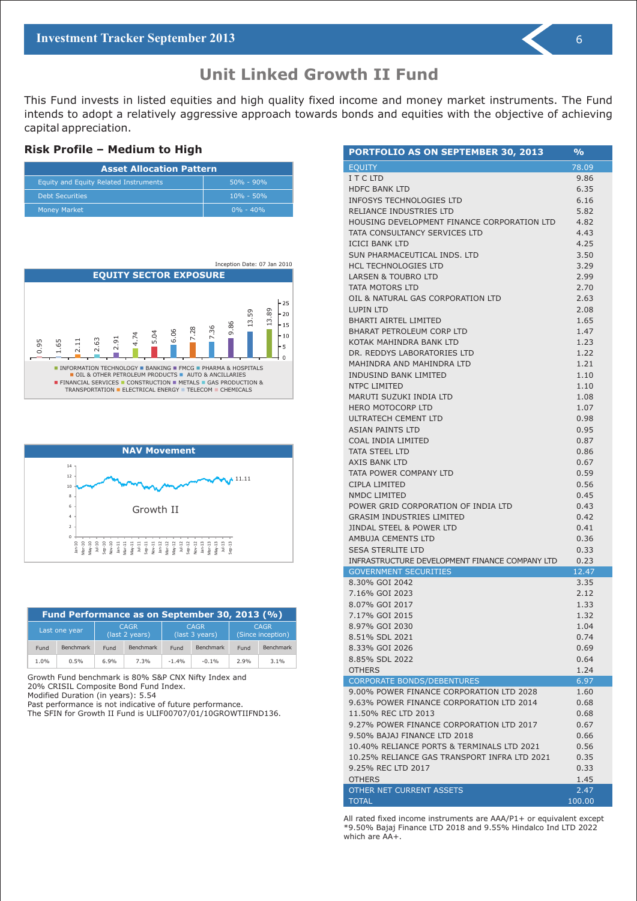# Unit Linked Growth II Fund

This Fund invests in listed equities and high quality fixed income and money market instruments. The Fund intends to adopt a relatively aggressive approach towards bonds and equities with the objective of achieving capital appreciation.

## Risk Profile – Medium to High

| Asset Allocation Pattern | |
|---|---|
| Equity and Equity Related Instruments | 50% - 90% |
| Debt Securities | 10% - 50% |
| Money Market | 0% - 40% |

Inception Date: 07 Jan 2010

**EQUITY SECTOR EXPOSURE**

| Sector | % |
|---|---|
| CHEMICALS | 0.95 |
| TELECOM | 1.65 |
| ELECTRICAL ENERGY | 2.11 |
| GAS PRODUCTION & TRANSPORTATION | 2.63 |
| METALS | 2.91 |
| CONSTRUCTION | 4.74 |
| FINANCIAL SERVICES | 5.04 |
| AUTO & ANCILLARIES | 6.06 |
| OIL & OTHER PETROLEUM PRODUCTS | 7.28 |
| PHARMA & HOSPITALS | 7.36 |
| FMCG | 9.86 |
| BANKING | 13.59 |
| INFORMATION TECHNOLOGY | 13.89 |

**NAV Movement**

Growth II – 11.11

| Fund Performance as on September 30, 2013 (%) | | | | | | | |
|---|---|---|---|---|---|---|---|
| Last one year | | CAGR (last 2 years) | | CAGR (last 3 years) | | CAGR (Since inception) | |
| Fund | Benchmark | Fund | Benchmark | Fund | Benchmark | Fund | Benchmark |
| 1.0% | 0.5% | 6.9% | 7.3% | -1.4% | -0.1% | 2.9% | 3.1% |

Growth Fund benchmark is 80% S&P CNX Nifty Index and 20% CRISIL Composite Bond Fund Index.
Modified Duration (in years): 5.54
Past performance is not indicative of future performance.
The SFIN for Growth II Fund is ULIF00707/01/10GROWTIIFND136.

| PORTFOLIO AS ON SEPTEMBER 30, 2013 | % |
|---|---|
| EQUITY | 78.09 |
| I T C LTD | 9.86 |
| HDFC BANK LTD | 6.35 |
| INFOSYS TECHNOLOGIES LTD | 6.16 |
| RELIANCE INDUSTRIES LTD | 5.82 |
| HOUSING DEVELOPMENT FINANCE CORPORATION LTD | 4.82 |
| TATA CONSULTANCY SERVICES LTD | 4.43 |
| ICICI BANK LTD | 4.25 |
| SUN PHARMACEUTICAL INDS. LTD | 3.50 |
| HCL TECHNOLOGIES LTD | 3.29 |
| LARSEN & TOUBRO LTD | 2.99 |
| TATA MOTORS LTD | 2.70 |
| OIL & NATURAL GAS CORPORATION LTD | 2.63 |
| LUPIN LTD | 2.08 |
| BHARTI AIRTEL LIMITED | 1.65 |
| BHARAT PETROLEUM CORP LTD | 1.47 |
| KOTAK MAHINDRA BANK LTD | 1.23 |
| DR. REDDYS LABORATORIES LTD | 1.22 |
| MAHINDRA AND MAHINDRA LTD | 1.21 |
| INDUSIND BANK LIMITED | 1.10 |
| NTPC LIMITED | 1.10 |
| MARUTI SUZUKI INDIA LTD | 1.08 |
| HERO MOTOCORP LTD | 1.07 |
| ULTRATECH CEMENT LTD | 0.98 |
| ASIAN PAINTS LTD | 0.95 |
| COAL INDIA LIMITED | 0.87 |
| TATA STEEL LTD | 0.86 |
| AXIS BANK LTD | 0.67 |
| TATA POWER COMPANY LTD | 0.59 |
| CIPLA LIMITED | 0.56 |
| NMDC LIMITED | 0.45 |
| POWER GRID CORPORATION OF INDIA LTD | 0.43 |
| GRASIM INDUSTRIES LIMITED | 0.42 |
| JINDAL STEEL & POWER LTD | 0.41 |
| AMBUJA CEMENTS LTD | 0.36 |
| SESA STERLITE LTD | 0.33 |
| INFRASTRUCTURE DEVELOPMENT FINANCE COMPANY LTD | 0.23 |
| GOVERNMENT SECURITIES | 12.47 |
| 8.30% GOI 2042 | 3.35 |
| 7.16% GOI 2023 | 2.12 |
| 8.07% GOI 2017 | 1.33 |
| 7.17% GOI 2015 | 1.32 |
| 8.97% GOI 2030 | 1.04 |
| 8.51% SDL 2021 | 0.74 |
| 8.33% GOI 2026 | 0.69 |
| 8.85% SDL 2022 | 0.64 |
| OTHERS | 1.24 |
| CORPORATE BONDS/DEBENTURES | 6.97 |
| 9.00% POWER FINANCE CORPORATION LTD 2028 | 1.60 |
| 9.63% POWER FINANCE CORPORATION LTD 2014 | 0.68 |
| 11.50% REC LTD 2013 | 0.68 |
| 9.27% POWER FINANCE CORPORATION LTD 2017 | 0.67 |
| 9.50% BAJAJ FINANCE LTD 2018 | 0.66 |
| 10.40% RELIANCE PORTS & TERMINALS LTD 2021 | 0.56 |
| 10.25% RELIANCE GAS TRANSPORT INFRA LTD 2021 | 0.35 |
| 9.25% REC LTD 2017 | 0.33 |
| OTHERS | 1.45 |
| OTHER NET CURRENT ASSETS | 2.47 |
| TOTAL | 100.00 |

All rated fixed income instruments are AAA/P1+ or equivalent except *9.50% Bajaj Finance LTD 2018 and 9.55% Hindalco Ind LTD 2022 which are AA+.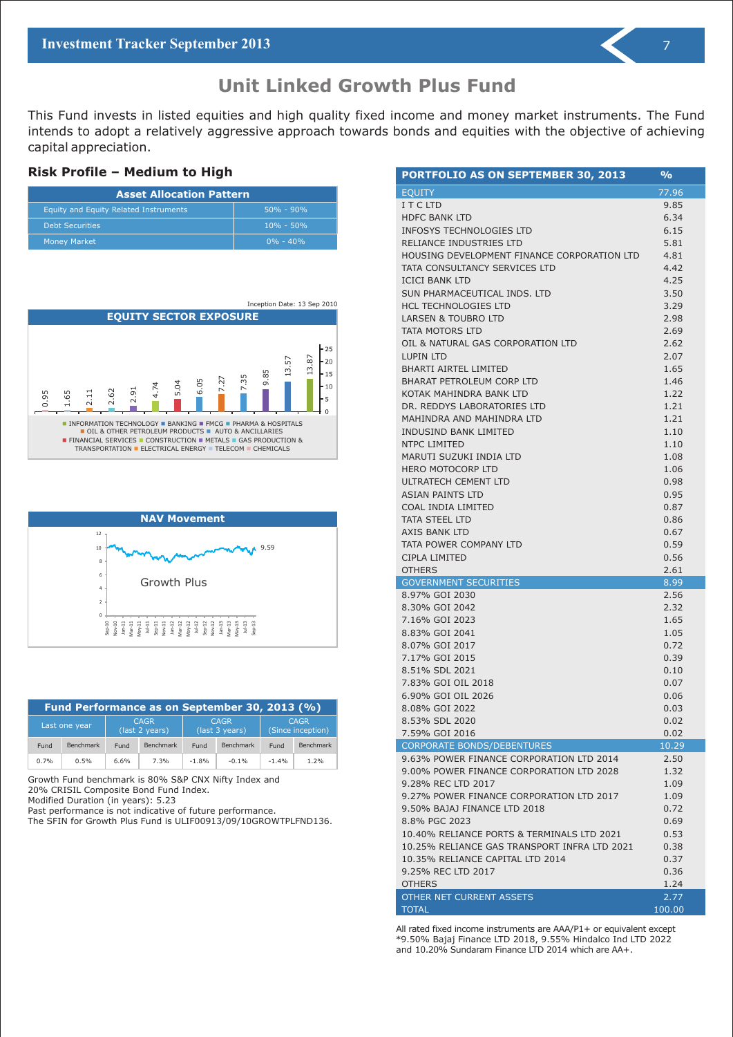# Unit Linked Growth Plus Fund

This Fund invests in listed equities and high quality fixed income and money market instruments. The Fund intends to adopt a relatively aggressive approach towards bonds and equities with the objective of achieving capital appreciation.

## Risk Profile – Medium to High

| Asset Allocation Pattern | |
|---|---|
| Equity and Equity Related Instruments | 50% - 90% |
| Debt Securities | 10% - 50% |
| Money Market | 0% - 40% |

Inception Date: 13 Sep 2010

**EQUITY SECTOR EXPOSURE**

| Sector | % |
|---|---|
| INFORMATION TECHNOLOGY | 13.87 |
| BANKING | 13.57 |
| FMCG | 9.85 |
| PHARMA & HOSPITALS | 7.35 |
| OIL & OTHER PETROLEUM PRODUCTS | 7.27 |
| AUTO & ANCILLARIES | 6.05 |
| FINANCIAL SERVICES | 5.04 |
| CONSTRUCTION | 4.74 |
| METALS | 2.91 |
| GAS PRODUCTION & TRANSPORTATION | 2.62 |
| ELECTRICAL ENERGY | 2.11 |
| TELECOM | 1.65 |
| CHEMICALS | 0.95 |

**NAV Movement**

Growth Plus: 9.59

| Fund Performance as on September 30, 2013 (%) | | | | | | | |
|---|---|---|---|---|---|---|---|
| Last one year | | CAGR (last 2 years) | | CAGR (last 3 years) | | CAGR (Since inception) | |
| Fund | Benchmark | Fund | Benchmark | Fund | Benchmark | Fund | Benchmark |
| 0.7% | 0.5% | 6.6% | 7.3% | -1.8% | -0.1% | -1.4% | 1.2% |

Growth Fund benchmark is 80% S&P CNX Nifty Index and 20% CRISIL Composite Bond Fund Index.
Modified Duration (in years): 5.23
Past performance is not indicative of future performance.
The SFIN for Growth Plus Fund is ULIF00913/09/10GROWTPLFND136.

| PORTFOLIO AS ON SEPTEMBER 30, 2013 | % |
|---|---|
| **EQUITY** | **77.96** |
| I T C LTD | 9.85 |
| HDFC BANK LTD | 6.34 |
| INFOSYS TECHNOLOGIES LTD | 6.15 |
| RELIANCE INDUSTRIES LTD | 5.81 |
| HOUSING DEVELOPMENT FINANCE CORPORATION LTD | 4.81 |
| TATA CONSULTANCY SERVICES LTD | 4.42 |
| ICICI BANK LTD | 4.25 |
| SUN PHARMACEUTICAL INDS. LTD | 3.50 |
| HCL TECHNOLOGIES LTD | 3.29 |
| LARSEN & TOUBRO LTD | 2.98 |
| TATA MOTORS LTD | 2.69 |
| OIL & NATURAL GAS CORPORATION LTD | 2.62 |
| LUPIN LTD | 2.07 |
| BHARTI AIRTEL LIMITED | 1.65 |
| BHARAT PETROLEUM CORP LTD | 1.46 |
| KOTAK MAHINDRA BANK LTD | 1.22 |
| DR. REDDYS LABORATORIES LTD | 1.21 |
| MAHINDRA AND MAHINDRA LTD | 1.21 |
| INDUSIND BANK LIMITED | 1.10 |
| NTPC LIMITED | 1.10 |
| MARUTI SUZUKI INDIA LTD | 1.08 |
| HERO MOTOCORP LTD | 1.06 |
| ULTRATECH CEMENT LTD | 0.98 |
| ASIAN PAINTS LTD | 0.95 |
| COAL INDIA LIMITED | 0.87 |
| TATA STEEL LTD | 0.86 |
| AXIS BANK LTD | 0.67 |
| TATA POWER COMPANY LTD | 0.59 |
| CIPLA LIMITED | 0.56 |
| OTHERS | 2.61 |
| **GOVERNMENT SECURITIES** | **8.99** |
| 8.97% GOI 2030 | 2.56 |
| 8.30% GOI 2042 | 2.32 |
| 7.16% GOI 2023 | 1.65 |
| 8.83% GOI 2041 | 1.05 |
| 8.07% GOI 2017 | 0.72 |
| 7.17% GOI 2015 | 0.39 |
| 8.51% SDL 2021 | 0.10 |
| 7.83% GOI OIL 2018 | 0.07 |
| 6.90% GOI OIL 2026 | 0.06 |
| 8.08% GOI 2022 | 0.03 |
| 8.53% SDL 2020 | 0.02 |
| 7.59% GOI 2016 | 0.02 |
| **CORPORATE BONDS/DEBENTURES** | **10.29** |
| 9.63% POWER FINANCE CORPORATION LTD 2014 | 2.50 |
| 9.00% POWER FINANCE CORPORATION LTD 2028 | 1.32 |
| 9.28% REC LTD 2017 | 1.09 |
| 9.27% POWER FINANCE CORPORATION LTD 2017 | 1.09 |
| 9.50% BAJAJ FINANCE LTD 2018 | 0.72 |
| 8.8% PGC 2023 | 0.69 |
| 10.40% RELIANCE PORTS & TERMINALS LTD 2021 | 0.53 |
| 10.25% RELIANCE GAS TRANSPORT INFRA LTD 2021 | 0.38 |
| 10.35% RELIANCE CAPITAL LTD 2014 | 0.37 |
| 9.25% REC LTD 2017 | 0.36 |
| OTHERS | 1.24 |
| **OTHER NET CURRENT ASSETS** | **2.77** |
| **TOTAL** | **100.00** |

All rated fixed income instruments are AAA/P1+ or equivalent except *9.50% Bajaj Finance LTD 2018, 9.55% Hindalco Ind LTD 2022 and 10.20% Sundaram Finance LTD 2014 which are AA+.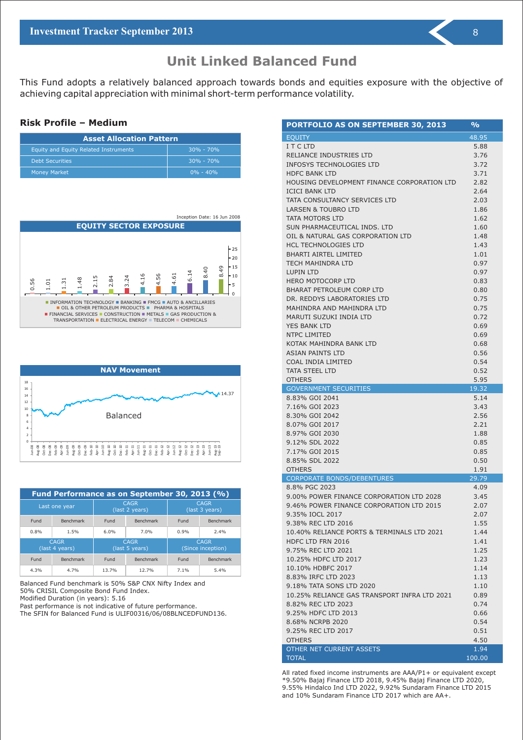# Unit Linked Balanced Fund

This Fund adopts a relatively balanced approach towards bonds and equities exposure with the objective of achieving capital appreciation with minimal short-term performance volatility.

## Risk Profile – Medium

| Asset Allocation Pattern | |
|---|---|
| Equity and Equity Related Instruments | 30% - 70% |
| Debt Securities | 30% - 70% |
| Money Market | 0% - 40% |

Inception Date: 16 Jun 2008

**EQUITY SECTOR EXPOSURE**

0.56, 1.01, 1.31, 1.48, 2.15, 2.84, 3.24, 4.16, 4.56, 4.61, 6.14, 8.40, 8.49

INFORMATION TECHNOLOGY, BANKING, FMCG, AUTO & ANCILLARIES, OIL & OTHER PETROLEUM PRODUCTS, PHARMA & HOSPITALS, FINANCIAL SERVICES, CONSTRUCTION, METALS, GAS PRODUCTION & TRANSPORTATION, ELECTRICAL ENERGY, TELECOM, CHEMICALS

**NAV Movement**

Balanced — 14.37

| Fund Performance as on September 30, 2013 (%) | | | | | |
|---|---|---|---|---|---|
| Last one year | | CAGR (last 2 years) | | CAGR (last 3 years) | |
| Fund | Benchmark | Fund | Benchmark | Fund | Benchmark |
| 0.8% | 1.5% | 6.0% | 7.0% | 0.9% | 2.4% |
| CAGR (last 4 years) | | CAGR (last 5 years) | | CAGR (Since inception) | |
| Fund | Benchmark | Fund | Benchmark | Fund | Benchmark |
| 4.3% | 4.7% | 13.7% | 12.7% | 7.1% | 5.4% |

Balanced Fund benchmark is 50% S&P CNX Nifty Index and 50% CRISIL Composite Bond Fund Index.
Modified Duration (in years): 5.16
Past performance is not indicative of future performance.
The SFIN for Balanced Fund is ULIF00316/06/08BLNCEDFUND136.

| PORTFOLIO AS ON SEPTEMBER 30, 2013 | % |
|---|---|
| EQUITY | 48.95 |
| I T C LTD | 5.88 |
| RELIANCE INDUSTRIES LTD | 3.76 |
| INFOSYS TECHNOLOGIES LTD | 3.72 |
| HDFC BANK LTD | 3.71 |
| HOUSING DEVELOPMENT FINANCE CORPORATION LTD | 2.82 |
| ICICI BANK LTD | 2.64 |
| TATA CONSULTANCY SERVICES LTD | 2.03 |
| LARSEN & TOUBRO LTD | 1.86 |
| TATA MOTORS LTD | 1.62 |
| SUN PHARMACEUTICAL INDS. LTD | 1.60 |
| OIL & NATURAL GAS CORPORATION LTD | 1.48 |
| HCL TECHNOLOGIES LTD | 1.43 |
| BHARTI AIRTEL LIMITED | 1.01 |
| TECH MAHINDRA LTD | 0.97 |
| LUPIN LTD | 0.97 |
| HERO MOTOCORP LTD | 0.83 |
| BHARAT PETROLEUM CORP LTD | 0.80 |
| DR. REDDYS LABORATORIES LTD | 0.75 |
| MAHINDRA AND MAHINDRA LTD | 0.75 |
| MARUTI SUZUKI INDIA LTD | 0.72 |
| YES BANK LTD | 0.69 |
| NTPC LIMITED | 0.69 |
| KOTAK MAHINDRA BANK LTD | 0.68 |
| ASIAN PAINTS LTD | 0.56 |
| COAL INDIA LIMITED | 0.54 |
| TATA STEEL LTD | 0.52 |
| OTHERS | 5.95 |
| GOVERNMENT SECURITIES | 19.32 |
| 8.83% GOI 2041 | 5.14 |
| 7.16% GOI 2023 | 3.43 |
| 8.30% GOI 2042 | 2.56 |
| 8.07% GOI 2017 | 2.21 |
| 8.97% GOI 2030 | 1.88 |
| 9.12% SDL 2022 | 0.85 |
| 7.17% GOI 2015 | 0.85 |
| 8.85% SDL 2022 | 0.50 |
| OTHERS | 1.91 |
| CORPORATE BONDS/DEBENTURES | 29.79 |
| 8.8% PGC 2023 | 4.09 |
| 9.00% POWER FINANCE CORPORATION LTD 2028 | 3.45 |
| 9.46% POWER FINANCE CORPORATION LTD 2015 | 2.07 |
| 9.35% IOCL 2017 | 2.07 |
| 9.38% REC LTD 2016 | 1.55 |
| 10.40% RELIANCE PORTS & TERMINALS LTD 2021 | 1.44 |
| HDFC LTD FRN 2016 | 1.41 |
| 9.75% REC LTD 2021 | 1.25 |
| 10.25% HDFC LTD 2017 | 1.23 |
| 10.10% HDBFC 2017 | 1.14 |
| 8.83% IRFC LTD 2023 | 1.13 |
| 9.18% TATA SONS LTD 2020 | 1.10 |
| 10.25% RELIANCE GAS TRANSPORT INFRA LTD 2021 | 0.89 |
| 8.82% REC LTD 2023 | 0.74 |
| 9.25% HDFC LTD 2013 | 0.66 |
| 8.68% NCRPB 2020 | 0.54 |
| 9.25% REC LTD 2017 | 0.51 |
| OTHERS | 4.50 |
| OTHER NET CURRENT ASSETS | 1.94 |
| TOTAL | 100.00 |

All rated fixed income instruments are AAA/P1+ or equivalent except *9.50% Bajaj Finance LTD 2018, 9.45% Bajaj Finance LTD 2020, 9.55% Hindalco Ind LTD 2022, 9.92% Sundaram Finance LTD 2015 and 10% Sundaram Finance LTD 2017 which are AA+.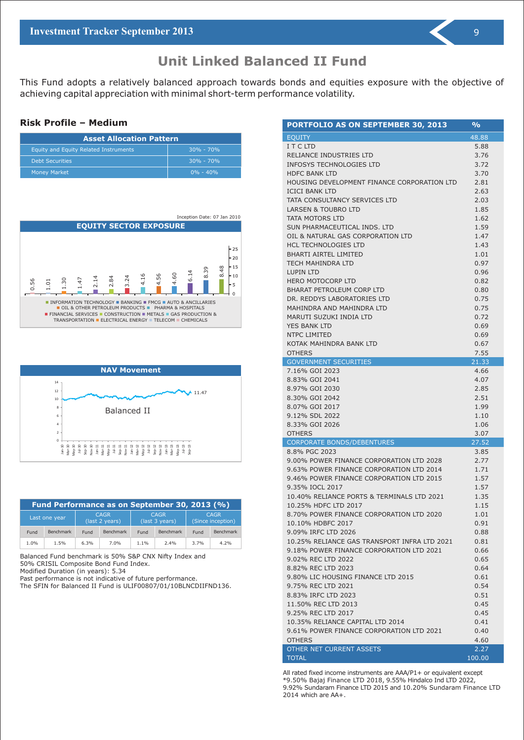# Unit Linked Balanced II Fund

This Fund adopts a relatively balanced approach towards bonds and equities exposure with the objective of achieving capital appreciation with minimal short-term performance volatility.

## Risk Profile – Medium

| Asset Allocation Pattern | |
|---|---|
| Equity and Equity Related Instruments | 30% - 70% |
| Debt Securities | 30% - 70% |
| Money Market | 0% - 40% |

Inception Date: 07 Jan 2010

**EQUITY SECTOR EXPOSURE**

0.56, 1.01, 1.30, 1.47, 2.14, 2.84, 3.24, 4.16, 4.56, 4.60, 6.14, 8.39, 8.48

INFORMATION TECHNOLOGY, BANKING, FMCG, AUTO & ANCILLARIES, OIL & OTHER PETROLEUM PRODUCTS, PHARMA & HOSPITALS, FINANCIAL SERVICES, CONSTRUCTION, METALS, GAS PRODUCTION & TRANSPORTATION, ELECTRICAL ENERGY, TELECOM, CHEMICALS

**NAV Movement**

Balanced II: 11.47

| Fund Performance as on September 30, 2013 (%) | | | | | | | |
|---|---|---|---|---|---|---|---|
| Last one year | | CAGR (last 2 years) | | CAGR (last 3 years) | | CAGR (Since inception) | |
| Fund | Benchmark | Fund | Benchmark | Fund | Benchmark | Fund | Benchmark |
| 1.0% | 1.5% | 6.3% | 7.0% | 1.1% | 2.4% | 3.7% | 4.2% |

Balanced Fund benchmark is 50% S&P CNX Nifty Index and 50% CRISIL Composite Bond Fund Index.
Modified Duration (in years): 5.34
Past performance is not indicative of future performance.
The SFIN for Balanced II Fund is ULIF00807/01/10BLNCDIIFND136.

| PORTFOLIO AS ON SEPTEMBER 30, 2013 | % |
|---|---|
| EQUITY | 48.88 |
| I T C LTD | 5.88 |
| RELIANCE INDUSTRIES LTD | 3.76 |
| INFOSYS TECHNOLOGIES LTD | 3.72 |
| HDFC BANK LTD | 3.70 |
| HOUSING DEVELOPMENT FINANCE CORPORATION LTD | 2.81 |
| ICICI BANK LTD | 2.63 |
| TATA CONSULTANCY SERVICES LTD | 2.03 |
| LARSEN & TOUBRO LTD | 1.85 |
| TATA MOTORS LTD | 1.62 |
| SUN PHARMACEUTICAL INDS. LTD | 1.59 |
| OIL & NATURAL GAS CORPORATION LTD | 1.47 |
| HCL TECHNOLOGIES LTD | 1.43 |
| BHARTI AIRTEL LIMITED | 1.01 |
| TECH MAHINDRA LTD | 0.97 |
| LUPIN LTD | 0.96 |
| HERO MOTOCORP LTD | 0.82 |
| BHARAT PETROLEUM CORP LTD | 0.80 |
| DR. REDDYS LABORATORIES LTD | 0.75 |
| MAHINDRA AND MAHINDRA LTD | 0.75 |
| MARUTI SUZUKI INDIA LTD | 0.72 |
| YES BANK LTD | 0.69 |
| NTPC LIMITED | 0.69 |
| KOTAK MAHINDRA BANK LTD | 0.67 |
| OTHERS | 7.55 |
| GOVERNMENT SECURITIES | 21.33 |
| 7.16% GOI 2023 | 4.66 |
| 8.83% GOI 2041 | 4.07 |
| 8.97% GOI 2030 | 2.85 |
| 8.30% GOI 2042 | 2.51 |
| 8.07% GOI 2017 | 1.99 |
| 9.12% SDL 2022 | 1.10 |
| 8.33% GOI 2026 | 1.06 |
| OTHERS | 3.07 |
| CORPORATE BONDS/DEBENTURES | 27.52 |
| 8.8% PGC 2023 | 3.85 |
| 9.00% POWER FINANCE CORPORATION LTD 2028 | 2.77 |
| 9.63% POWER FINANCE CORPORATION LTD 2014 | 1.71 |
| 9.46% POWER FINANCE CORPORATION LTD 2015 | 1.57 |
| 9.35% IOCL 2017 | 1.57 |
| 10.40% RELIANCE PORTS & TERMINALS LTD 2021 | 1.35 |
| 10.25% HDFC LTD 2017 | 1.15 |
| 8.70% POWER FINANCE CORPORATION LTD 2020 | 1.01 |
| 10.10% HDBFC 2017 | 0.91 |
| 9.09% IRFC LTD 2026 | 0.88 |
| 10.25% RELIANCE GAS TRANSPORT INFRA LTD 2021 | 0.81 |
| 9.18% POWER FINANCE CORPORATION LTD 2021 | 0.66 |
| 9.02% REC LTD 2022 | 0.65 |
| 8.82% REC LTD 2023 | 0.64 |
| 9.80% LIC HOUSING FINANCE LTD 2015 | 0.61 |
| 9.75% REC LTD 2021 | 0.54 |
| 8.83% IRFC LTD 2023 | 0.51 |
| 11.50% REC LTD 2013 | 0.45 |
| 9.25% REC LTD 2017 | 0.45 |
| 10.35% RELIANCE CAPITAL LTD 2014 | 0.41 |
| 9.61% POWER FINANCE CORPORATION LTD 2021 | 0.40 |
| OTHERS | 4.60 |
| OTHER NET CURRENT ASSETS | 2.27 |
| TOTAL | 100.00 |

All rated fixed income instruments are AAA/P1+ or equivalent except *9.50% Bajaj Finance LTD 2018, 9.55% Hindalco Ind LTD 2022, 9.92% Sundaram Finance LTD 2015 and 10.20% Sundaram Finance LTD 2014 which are AA+.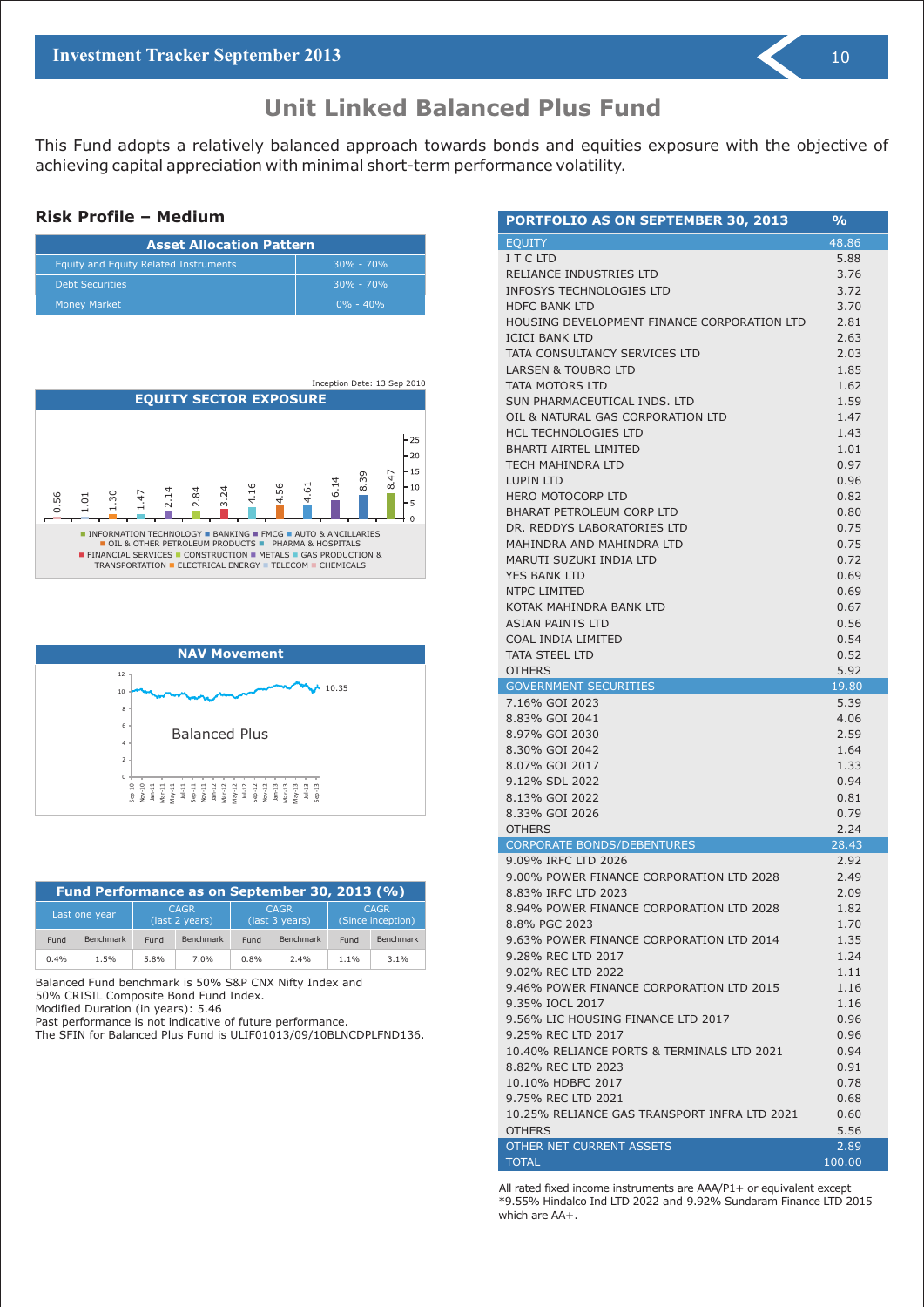# Unit Linked Balanced Plus Fund

This Fund adopts a relatively balanced approach towards bonds and equities exposure with the objective of achieving capital appreciation with minimal short-term performance volatility.

## Risk Profile – Medium

| Asset Allocation Pattern | |
|---|---|
| Equity and Equity Related Instruments | 30% - 70% |
| Debt Securities | 30% - 70% |
| Money Market | 0% - 40% |

Inception Date: 13 Sep 2010

**EQUITY SECTOR EXPOSURE**

0.56, 1.01, 1.30, 1.47, 2.14, 2.84, 3.24, 4.16, 4.56, 4.61, 6.14, 8.39, 8.47

INFORMATION TECHNOLOGY, BANKING, FMCG, AUTO & ANCILLARIES, OIL & OTHER PETROLEUM PRODUCTS, PHARMA & HOSPITALS, FINANCIAL SERVICES, CONSTRUCTION, METALS, GAS PRODUCTION & TRANSPORTATION, ELECTRICAL ENERGY, TELECOM, CHEMICALS

**NAV Movement**

Balanced Plus: 10.35

| Fund Performance as on September 30, 2013 (%) | | | | | | | |
|---|---|---|---|---|---|---|---|
| Last one year | | CAGR (last 2 years) | | CAGR (last 3 years) | | CAGR (Since inception) | |
| Fund | Benchmark | Fund | Benchmark | Fund | Benchmark | Fund | Benchmark |
| 0.4% | 1.5% | 5.8% | 7.0% | 0.8% | 2.4% | 1.1% | 3.1% |

Balanced Fund benchmark is 50% S&P CNX Nifty Index and 50% CRISIL Composite Bond Fund Index.
Modified Duration (in years): 5.46
Past performance is not indicative of future performance.
The SFIN for Balanced Plus Fund is ULIF01013/09/10BLNCDPLFND136.

| PORTFOLIO AS ON SEPTEMBER 30, 2013 | % |
|---|---|
| **EQUITY** | **48.86** |
| I T C LTD | 5.88 |
| RELIANCE INDUSTRIES LTD | 3.76 |
| INFOSYS TECHNOLOGIES LTD | 3.72 |
| HDFC BANK LTD | 3.70 |
| HOUSING DEVELOPMENT FINANCE CORPORATION LTD | 2.81 |
| ICICI BANK LTD | 2.63 |
| TATA CONSULTANCY SERVICES LTD | 2.03 |
| LARSEN & TOUBRO LTD | 1.85 |
| TATA MOTORS LTD | 1.62 |
| SUN PHARMACEUTICAL INDS. LTD | 1.59 |
| OIL & NATURAL GAS CORPORATION LTD | 1.47 |
| HCL TECHNOLOGIES LTD | 1.43 |
| BHARTI AIRTEL LIMITED | 1.01 |
| TECH MAHINDRA LTD | 0.97 |
| LUPIN LTD | 0.96 |
| HERO MOTOCORP LTD | 0.82 |
| BHARAT PETROLEUM CORP LTD | 0.80 |
| DR. REDDYS LABORATORIES LTD | 0.75 |
| MAHINDRA AND MAHINDRA LTD | 0.75 |
| MARUTI SUZUKI INDIA LTD | 0.72 |
| YES BANK LTD | 0.69 |
| NTPC LIMITED | 0.69 |
| KOTAK MAHINDRA BANK LTD | 0.67 |
| ASIAN PAINTS LTD | 0.56 |
| COAL INDIA LIMITED | 0.54 |
| TATA STEEL LTD | 0.52 |
| OTHERS | 5.92 |
| **GOVERNMENT SECURITIES** | **19.80** |
| 7.16% GOI 2023 | 5.39 |
| 8.83% GOI 2041 | 4.06 |
| 8.97% GOI 2030 | 2.59 |
| 8.30% GOI 2042 | 1.64 |
| 8.07% GOI 2017 | 1.33 |
| 9.12% SDL 2022 | 0.94 |
| 8.13% GOI 2022 | 0.81 |
| 8.33% GOI 2026 | 0.79 |
| OTHERS | 2.24 |
| **CORPORATE BONDS/DEBENTURES** | **28.43** |
| 9.09% IRFC LTD 2026 | 2.92 |
| 9.00% POWER FINANCE CORPORATION LTD 2028 | 2.49 |
| 8.83% IRFC LTD 2023 | 2.09 |
| 8.94% POWER FINANCE CORPORATION LTD 2028 | 1.82 |
| 8.8% PGC 2023 | 1.70 |
| 9.63% POWER FINANCE CORPORATION LTD 2014 | 1.35 |
| 9.28% REC LTD 2017 | 1.24 |
| 9.02% REC LTD 2022 | 1.11 |
| 9.46% POWER FINANCE CORPORATION LTD 2015 | 1.16 |
| 9.35% IOCL 2017 | 1.16 |
| 9.56% LIC HOUSING FINANCE LTD 2017 | 0.96 |
| 9.25% REC LTD 2017 | 0.96 |
| 10.40% RELIANCE PORTS & TERMINALS LTD 2021 | 0.94 |
| 8.82% REC LTD 2023 | 0.91 |
| 10.10% HDBFC 2017 | 0.78 |
| 9.75% REC LTD 2021 | 0.68 |
| 10.25% RELIANCE GAS TRANSPORT INFRA LTD 2021 | 0.60 |
| OTHERS | 5.56 |
| **OTHER NET CURRENT ASSETS** | **2.89** |
| **TOTAL** | **100.00** |

All rated fixed income instruments are AAA/P1+ or equivalent except *9.55% Hindalco Ind LTD 2022 and 9.92% Sundaram Finance LTD 2015 which are AA+.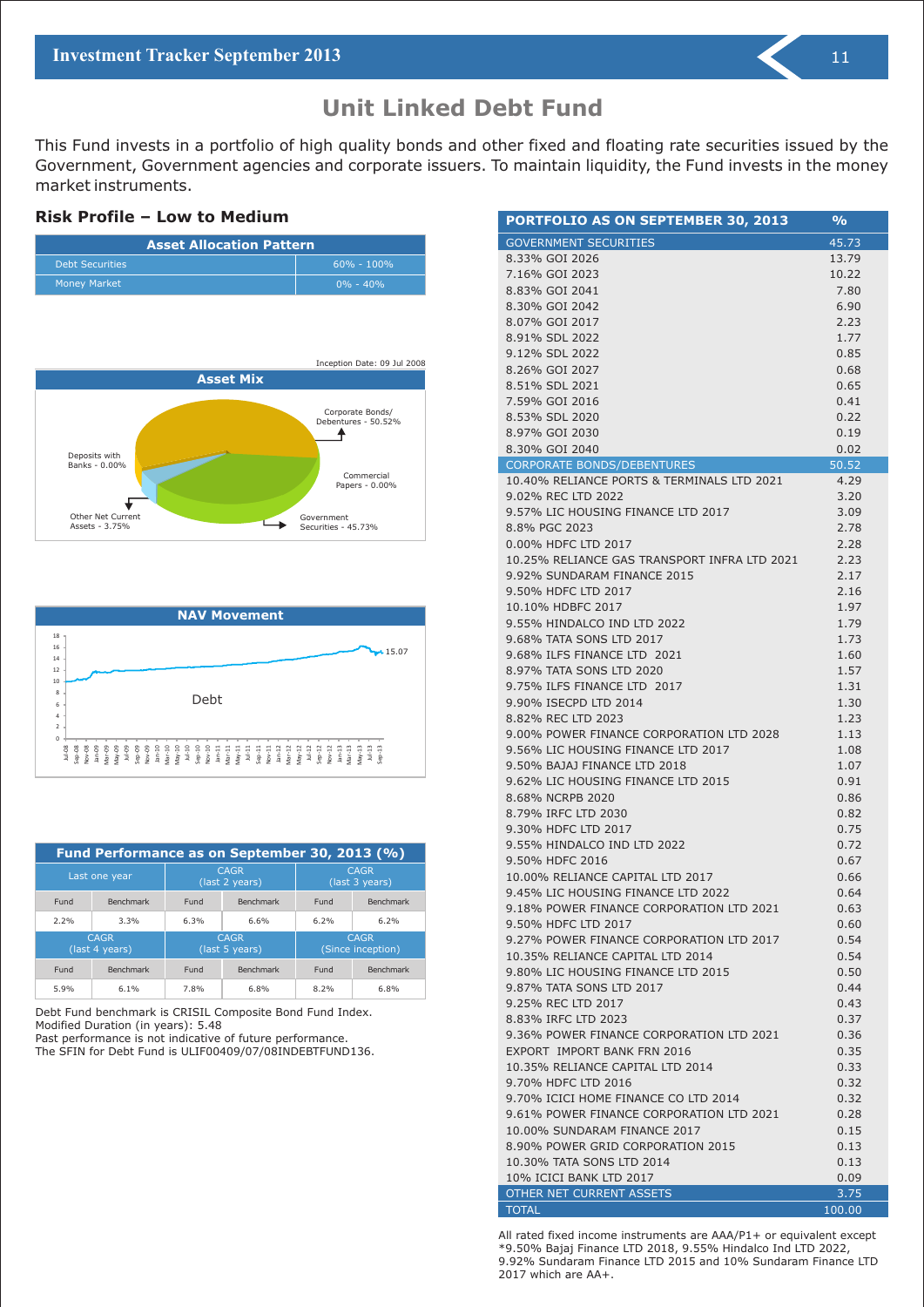# Unit Linked Debt Fund

This Fund invests in a portfolio of high quality bonds and other fixed and floating rate securities issued by the Government, Government agencies and corporate issuers. To maintain liquidity, the Fund invests in the money market instruments.

### Risk Profile – Low to Medium

| Asset Allocation Pattern | |
|---|---|
| Debt Securities | 60% - 100% |
| Money Market | 0% - 40% |

Inception Date: 09 Jul 2008

**Asset Mix**

- Corporate Bonds/ Debentures - 50.52%
- Commercial Papers - 0.00%
- Government Securities - 45.73%
- Other Net Current Assets - 3.75%
- Deposits with Banks - 0.00%

**NAV Movement**

Debt — 15.07

| Fund Performance as on September 30, 2013 (%) | | | | | |
|---|---|---|---|---|---|
| Last one year | | CAGR (last 2 years) | | CAGR (last 3 years) | |
| Fund | Benchmark | Fund | Benchmark | Fund | Benchmark |
| 2.2% | 3.3% | 6.3% | 6.6% | 6.2% | 6.2% |
| CAGR (last 4 years) | | CAGR (last 5 years) | | CAGR (Since inception) | |
| Fund | Benchmark | Fund | Benchmark | Fund | Benchmark |
| 5.9% | 6.1% | 7.8% | 6.8% | 8.2% | 6.8% |

Debt Fund benchmark is CRISIL Composite Bond Fund Index.
Modified Duration (in years): 5.48
Past performance is not indicative of future performance.
The SFIN for Debt Fund is ULIF00409/07/08INDEBTFUND136.

| PORTFOLIO AS ON SEPTEMBER 30, 2013 | % |
|---|---|
| GOVERNMENT SECURITIES | 45.73 |
| 8.33% GOI 2026 | 13.79 |
| 7.16% GOI 2023 | 10.22 |
| 8.83% GOI 2041 | 7.80 |
| 8.30% GOI 2042 | 6.90 |
| 8.07% GOI 2017 | 2.23 |
| 8.91% SDL 2022 | 1.77 |
| 9.12% SDL 2022 | 0.85 |
| 8.26% GOI 2027 | 0.68 |
| 8.51% SDL 2021 | 0.65 |
| 7.59% GOI 2016 | 0.41 |
| 8.53% SDL 2020 | 0.22 |
| 8.97% GOI 2030 | 0.19 |
| 8.30% GOI 2040 | 0.02 |
| CORPORATE BONDS/DEBENTURES | 50.52 |
| 10.40% RELIANCE PORTS & TERMINALS LTD 2021 | 4.29 |
| 9.02% REC LTD 2022 | 3.20 |
| 9.57% LIC HOUSING FINANCE LTD 2017 | 3.09 |
| 8.8% PGC 2023 | 2.78 |
| 0.00% HDFC LTD 2017 | 2.28 |
| 10.25% RELIANCE GAS TRANSPORT INFRA LTD 2021 | 2.23 |
| 9.92% SUNDARAM FINANCE 2015 | 2.17 |
| 9.50% HDFC LTD 2017 | 2.16 |
| 10.10% HDBFC 2017 | 1.97 |
| 9.55% HINDALCO IND LTD 2022 | 1.79 |
| 9.68% TATA SONS LTD 2017 | 1.73 |
| 9.68% ILFS FINANCE LTD 2021 | 1.60 |
| 8.97% TATA SONS LTD 2020 | 1.57 |
| 9.75% ILFS FINANCE LTD 2017 | 1.31 |
| 9.90% ISECPD LTD 2014 | 1.30 |
| 8.82% REC LTD 2023 | 1.23 |
| 9.00% POWER FINANCE CORPORATION LTD 2028 | 1.13 |
| 9.56% LIC HOUSING FINANCE LTD 2017 | 1.08 |
| 9.50% BAJAJ FINANCE LTD 2018 | 1.07 |
| 9.62% LIC HOUSING FINANCE LTD 2015 | 0.91 |
| 8.68% NCRPB 2020 | 0.86 |
| 8.79% IRFC LTD 2030 | 0.82 |
| 9.30% HDFC LTD 2017 | 0.75 |
| 9.55% HINDALCO IND LTD 2022 | 0.72 |
| 9.50% HDFC 2016 | 0.67 |
| 10.00% RELIANCE CAPITAL LTD 2017 | 0.66 |
| 9.45% LIC HOUSING FINANCE LTD 2022 | 0.64 |
| 9.18% POWER FINANCE CORPORATION LTD 2021 | 0.63 |
| 9.50% HDFC LTD 2017 | 0.60 |
| 9.27% POWER FINANCE CORPORATION LTD 2017 | 0.54 |
| 10.35% RELIANCE CAPITAL LTD 2014 | 0.54 |
| 9.80% LIC HOUSING FINANCE LTD 2015 | 0.50 |
| 9.87% TATA SONS LTD 2017 | 0.44 |
| 9.25% REC LTD 2017 | 0.43 |
| 8.83% IRFC LTD 2023 | 0.37 |
| 9.36% POWER FINANCE CORPORATION LTD 2021 | 0.36 |
| EXPORT IMPORT BANK FRN 2016 | 0.35 |
| 10.35% RELIANCE CAPITAL LTD 2014 | 0.33 |
| 9.70% HDFC LTD 2016 | 0.32 |
| 9.70% ICICI HOME FINANCE CO LTD 2014 | 0.32 |
| 9.61% POWER FINANCE CORPORATION LTD 2021 | 0.28 |
| 10.00% SUNDARAM FINANCE 2017 | 0.15 |
| 8.90% POWER GRID CORPORATION 2015 | 0.13 |
| 10.30% TATA SONS LTD 2014 | 0.13 |
| 10% ICICI BANK LTD 2017 | 0.09 |
| OTHER NET CURRENT ASSETS | 3.75 |
| TOTAL | 100.00 |

All rated fixed income instruments are AAA/P1+ or equivalent except *9.50% Bajaj Finance LTD 2018, 9.55% Hindalco Ind LTD 2022, 9.92% Sundaram Finance LTD 2015 and 10% Sundaram Finance LTD 2017 which are AA+.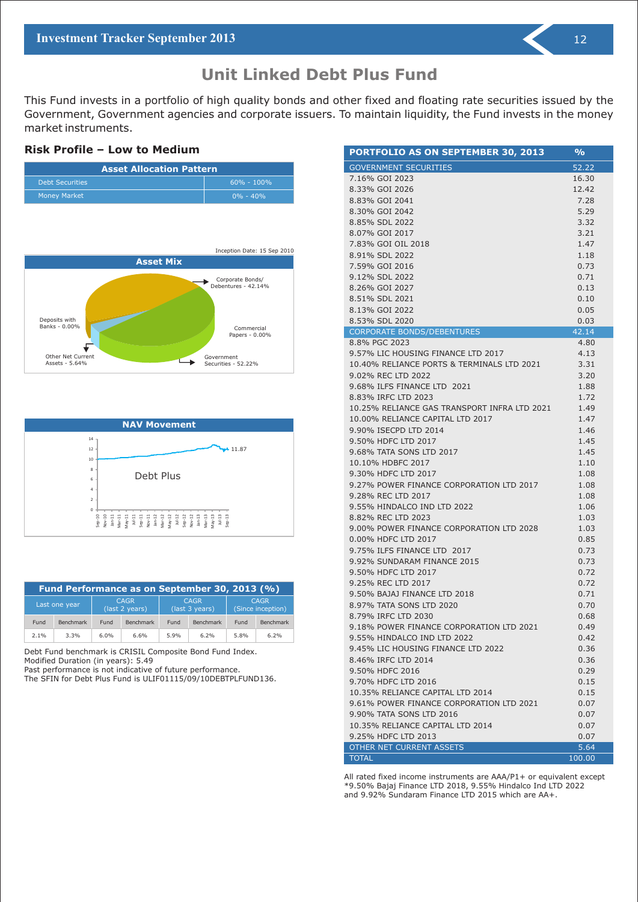# Unit Linked Debt Plus Fund

This Fund invests in a portfolio of high quality bonds and other fixed and floating rate securities issued by the Government, Government agencies and corporate issuers. To maintain liquidity, the Fund invests in the money market instruments.

### Risk Profile – Low to Medium

| Asset Allocation Pattern | |
|---|---|
| Debt Securities | 60% - 100% |
| Money Market | 0% - 40% |

Inception Date: 15 Sep 2010

**Asset Mix**

- Corporate Bonds/ Debentures - 42.14%
- Deposits with Banks - 0.00%
- Commercial Papers - 0.00%
- Other Net Current Assets - 5.64%
- Government Securities - 52.22%

**NAV Movement**

Debt Plus: 11.87

| Fund Performance as on September 30, 2013 (%) | | | | | | | |
|---|---|---|---|---|---|---|---|
| Last one year | | CAGR (last 2 years) | | CAGR (last 3 years) | | CAGR (Since inception) | |
| Fund | Benchmark | Fund | Benchmark | Fund | Benchmark | Fund | Benchmark |
| 2.1% | 3.3% | 6.0% | 6.6% | 5.9% | 6.2% | 5.8% | 6.2% |

Debt Fund benchmark is CRISIL Composite Bond Fund Index.
Modified Duration (in years): 5.49
Past performance is not indicative of future performance.
The SFIN for Debt Plus Fund is ULIF01115/09/10DEBTPLFUND136.

| PORTFOLIO AS ON SEPTEMBER 30, 2013 | % |
|---|---|
| GOVERNMENT SECURITIES | 52.22 |
| 7.16% GOI 2023 | 16.30 |
| 8.33% GOI 2026 | 12.42 |
| 8.83% GOI 2041 | 7.28 |
| 8.30% GOI 2042 | 5.29 |
| 8.85% SDL 2022 | 3.32 |
| 8.07% GOI 2017 | 3.21 |
| 7.83% GOI OIL 2018 | 1.47 |
| 8.91% SDL 2022 | 1.18 |
| 7.59% GOI 2016 | 0.73 |
| 9.12% SDL 2022 | 0.71 |
| 8.26% GOI 2027 | 0.13 |
| 8.51% SDL 2021 | 0.10 |
| 8.13% GOI 2022 | 0.05 |
| 8.53% SDL 2020 | 0.03 |
| CORPORATE BONDS/DEBENTURES | 42.14 |
| 8.8% PGC 2023 | 4.80 |
| 9.57% LIC HOUSING FINANCE LTD 2017 | 4.13 |
| 10.40% RELIANCE PORTS & TERMINALS LTD 2021 | 3.31 |
| 9.02% REC LTD 2022 | 3.20 |
| 9.68% ILFS FINANCE LTD 2021 | 1.88 |
| 8.83% IRFC LTD 2023 | 1.72 |
| 10.25% RELIANCE GAS TRANSPORT INFRA LTD 2021 | 1.49 |
| 10.00% RELIANCE CAPITAL LTD 2017 | 1.47 |
| 9.90% ISECPD LTD 2014 | 1.46 |
| 9.50% HDFC LTD 2017 | 1.45 |
| 9.68% TATA SONS LTD 2017 | 1.45 |
| 10.10% HDBFC 2017 | 1.10 |
| 9.30% HDFC LTD 2017 | 1.08 |
| 9.27% POWER FINANCE CORPORATION LTD 2017 | 1.08 |
| 9.28% REC LTD 2017 | 1.08 |
| 9.55% HINDALCO IND LTD 2022 | 1.06 |
| 8.82% REC LTD 2023 | 1.03 |
| 9.00% POWER FINANCE CORPORATION LTD 2028 | 1.03 |
| 0.00% HDFC LTD 2017 | 0.85 |
| 9.75% ILFS FINANCE LTD 2017 | 0.73 |
| 9.92% SUNDARAM FINANCE 2015 | 0.73 |
| 9.50% HDFC LTD 2017 | 0.72 |
| 9.25% REC LTD 2017 | 0.72 |
| 9.50% BAJAJ FINANCE LTD 2018 | 0.71 |
| 8.97% TATA SONS LTD 2020 | 0.70 |
| 8.79% IRFC LTD 2030 | 0.68 |
| 9.18% POWER FINANCE CORPORATION LTD 2021 | 0.49 |
| 9.55% HINDALCO IND LTD 2022 | 0.42 |
| 9.45% LIC HOUSING FINANCE LTD 2022 | 0.36 |
| 8.46% IRFC LTD 2014 | 0.36 |
| 9.50% HDFC 2016 | 0.29 |
| 9.70% HDFC LTD 2016 | 0.15 |
| 10.35% RELIANCE CAPITAL LTD 2014 | 0.15 |
| 9.61% POWER FINANCE CORPORATION LTD 2021 | 0.07 |
| 9.90% TATA SONS LTD 2016 | 0.07 |
| 10.35% RELIANCE CAPITAL LTD 2014 | 0.07 |
| 9.25% HDFC LTD 2013 | 0.07 |
| OTHER NET CURRENT ASSETS | 5.64 |
| TOTAL | 100.00 |

All rated fixed income instruments are AAA/P1+ or equivalent except *9.50% Bajaj Finance LTD 2018, 9.55% Hindalco Ind LTD 2022 and 9.92% Sundaram Finance LTD 2015 which are AA+.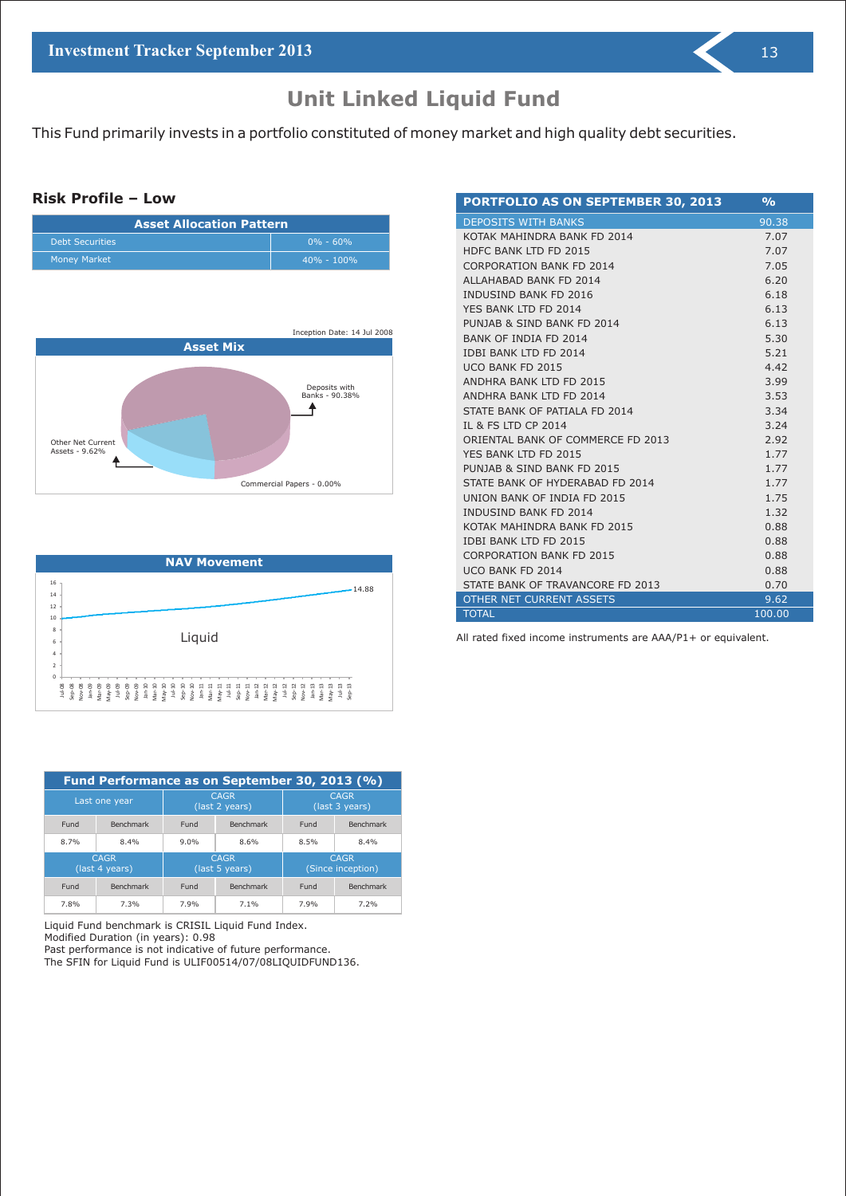# Unit Linked Liquid Fund

This Fund primarily invests in a portfolio constituted of money market and high quality debt securities.

### Risk Profile – Low

| Asset Allocation Pattern | |
|---|---|
| Debt Securities | 0% - 60% |
| Money Market | 40% - 100% |

Inception Date: 14 Jul 2008

**Asset Mix**

- Deposits with Banks - 90.38%
- Other Net Current Assets - 9.62%
- Commercial Papers - 0.00%

**NAV Movement**

Liquid: 14.88

| Fund Performance as on September 30, 2013 (%) | | | | | |
|---|---|---|---|---|---|
| Last one year | | CAGR (last 2 years) | | CAGR (last 3 years) | |
| Fund | Benchmark | Fund | Benchmark | Fund | Benchmark |
| 8.7% | 8.4% | 9.0% | 8.6% | 8.5% | 8.4% |
| CAGR (last 4 years) | | CAGR (last 5 years) | | CAGR (Since inception) | |
| Fund | Benchmark | Fund | Benchmark | Fund | Benchmark |
| 7.8% | 7.3% | 7.9% | 7.1% | 7.9% | 7.2% |

Liquid Fund benchmark is CRISIL Liquid Fund Index.
Modified Duration (in years): 0.98
Past performance is not indicative of future performance.
The SFIN for Liquid Fund is ULIF00514/07/08LIQUIDFUND136.

| PORTFOLIO AS ON SEPTEMBER 30, 2013 | % |
|---|---|
| DEPOSITS WITH BANKS | 90.38 |
| KOTAK MAHINDRA BANK FD 2014 | 7.07 |
| HDFC BANK LTD FD 2015 | 7.07 |
| CORPORATION BANK FD 2014 | 7.05 |
| ALLAHABAD BANK FD 2014 | 6.20 |
| INDUSIND BANK FD 2016 | 6.18 |
| YES BANK LTD FD 2014 | 6.13 |
| PUNJAB & SIND BANK FD 2014 | 6.13 |
| BANK OF INDIA FD 2014 | 5.30 |
| IDBI BANK LTD FD 2014 | 5.21 |
| UCO BANK FD 2015 | 4.42 |
| ANDHRA BANK LTD FD 2015 | 3.99 |
| ANDHRA BANK LTD FD 2014 | 3.53 |
| STATE BANK OF PATIALA FD 2014 | 3.34 |
| IL & FS LTD CP 2014 | 3.24 |
| ORIENTAL BANK OF COMMERCE FD 2013 | 2.92 |
| YES BANK LTD FD 2015 | 1.77 |
| PUNJAB & SIND BANK FD 2015 | 1.77 |
| STATE BANK OF HYDERABAD FD 2014 | 1.77 |
| UNION BANK OF INDIA FD 2015 | 1.75 |
| INDUSIND BANK FD 2014 | 1.32 |
| KOTAK MAHINDRA BANK FD 2015 | 0.88 |
| IDBI BANK LTD FD 2015 | 0.88 |
| CORPORATION BANK FD 2015 | 0.88 |
| UCO BANK FD 2014 | 0.88 |
| STATE BANK OF TRAVANCORE FD 2013 | 0.70 |
| OTHER NET CURRENT ASSETS | 9.62 |
| TOTAL | 100.00 |

All rated fixed income instruments are AAA/P1+ or equivalent.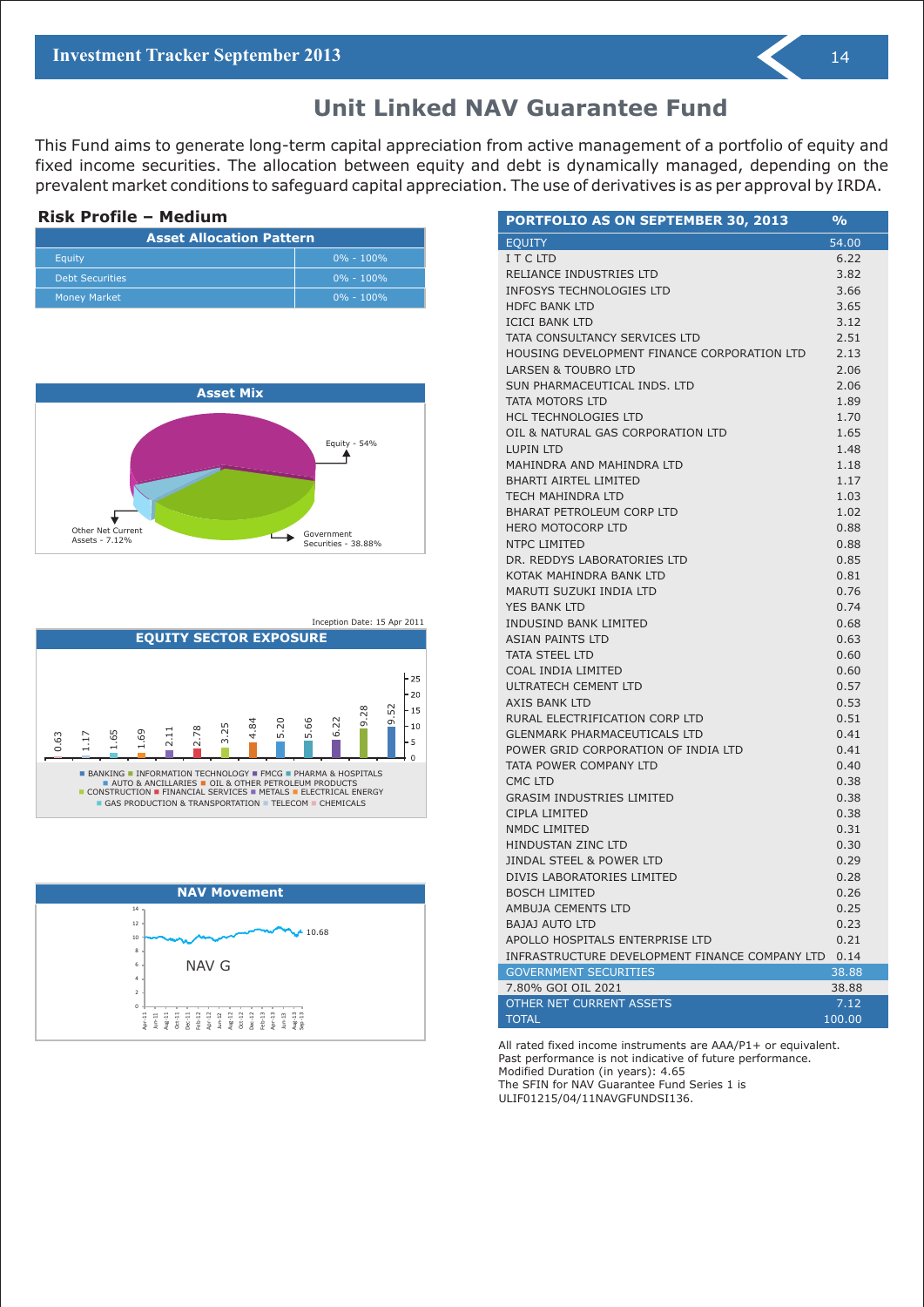# Unit Linked NAV Guarantee Fund

This Fund aims to generate long-term capital appreciation from active management of a portfolio of equity and fixed income securities. The allocation between equity and debt is dynamically managed, depending on the prevalent market conditions to safeguard capital appreciation. The use of derivatives is as per approval by IRDA.

## Risk Profile – Medium

| Asset Allocation Pattern | |
|---|---|
| Equity | 0% - 100% |
| Debt Securities | 0% - 100% |
| Money Market | 0% - 100% |

**Asset Mix**

Equity - 54%

Government Securities - 38.88%

Other Net Current Assets - 7.12%

Inception Date: 15 Apr 2011

**EQUITY SECTOR EXPOSURE**

0.63, 1.17, 1.65, 1.69, 2.11, 2.78, 3.25, 4.84, 5.20, 5.66, 6.22, 9.28, 9.52

BANKING, INFORMATION TECHNOLOGY, FMCG, PHARMA & HOSPITALS, AUTO & ANCILLARIES, OIL & OTHER PETROLEUM PRODUCTS, CONSTRUCTION, FINANCIAL SERVICES, METALS, ELECTRICAL ENERGY, GAS PRODUCTION & TRANSPORTATION, TELECOM, CHEMICALS

**NAV Movement**

NAV G

10.68

| PORTFOLIO AS ON SEPTEMBER 30, 2013 | % |
|---|---|
| EQUITY | 54.00 |
| I T C LTD | 6.22 |
| RELIANCE INDUSTRIES LTD | 3.82 |
| INFOSYS TECHNOLOGIES LTD | 3.66 |
| HDFC BANK LTD | 3.65 |
| ICICI BANK LTD | 3.12 |
| TATA CONSULTANCY SERVICES LTD | 2.51 |
| HOUSING DEVELOPMENT FINANCE CORPORATION LTD | 2.13 |
| LARSEN & TOUBRO LTD | 2.06 |
| SUN PHARMACEUTICAL INDS. LTD | 2.06 |
| TATA MOTORS LTD | 1.89 |
| HCL TECHNOLOGIES LTD | 1.70 |
| OIL & NATURAL GAS CORPORATION LTD | 1.65 |
| LUPIN LTD | 1.48 |
| MAHINDRA AND MAHINDRA LTD | 1.18 |
| BHARTI AIRTEL LIMITED | 1.17 |
| TECH MAHINDRA LTD | 1.03 |
| BHARAT PETROLEUM CORP LTD | 1.02 |
| HERO MOTOCORP LTD | 0.88 |
| NTPC LIMITED | 0.88 |
| DR. REDDYS LABORATORIES LTD | 0.85 |
| KOTAK MAHINDRA BANK LTD | 0.81 |
| MARUTI SUZUKI INDIA LTD | 0.76 |
| YES BANK LTD | 0.74 |
| INDUSIND BANK LIMITED | 0.68 |
| ASIAN PAINTS LTD | 0.63 |
| TATA STEEL LTD | 0.60 |
| COAL INDIA LIMITED | 0.60 |
| ULTRATECH CEMENT LTD | 0.57 |
| AXIS BANK LTD | 0.53 |
| RURAL ELECTRIFICATION CORP LTD | 0.51 |
| GLENMARK PHARMACEUTICALS LTD | 0.41 |
| POWER GRID CORPORATION OF INDIA LTD | 0.41 |
| TATA POWER COMPANY LTD | 0.40 |
| CMC LTD | 0.38 |
| GRASIM INDUSTRIES LIMITED | 0.38 |
| CIPLA LIMITED | 0.38 |
| NMDC LIMITED | 0.31 |
| HINDUSTAN ZINC LTD | 0.30 |
| JINDAL STEEL & POWER LTD | 0.29 |
| DIVIS LABORATORIES LIMITED | 0.28 |
| BOSCH LIMITED | 0.26 |
| AMBUJA CEMENTS LTD | 0.25 |
| BAJAJ AUTO LTD | 0.23 |
| APOLLO HOSPITALS ENTERPRISE LTD | 0.21 |
| INFRASTRUCTURE DEVELOPMENT FINANCE COMPANY LTD | 0.14 |
| GOVERNMENT SECURITIES | 38.88 |
| 7.80% GOI OIL 2021 | 38.88 |
| OTHER NET CURRENT ASSETS | 7.12 |
| TOTAL | 100.00 |

All rated fixed income instruments are AAA/P1+ or equivalent.
Past performance is not indicative of future performance.
Modified Duration (in years): 4.65
The SFIN for NAV Guarantee Fund Series 1 is ULIF01215/04/11NAVGFUNDSI136.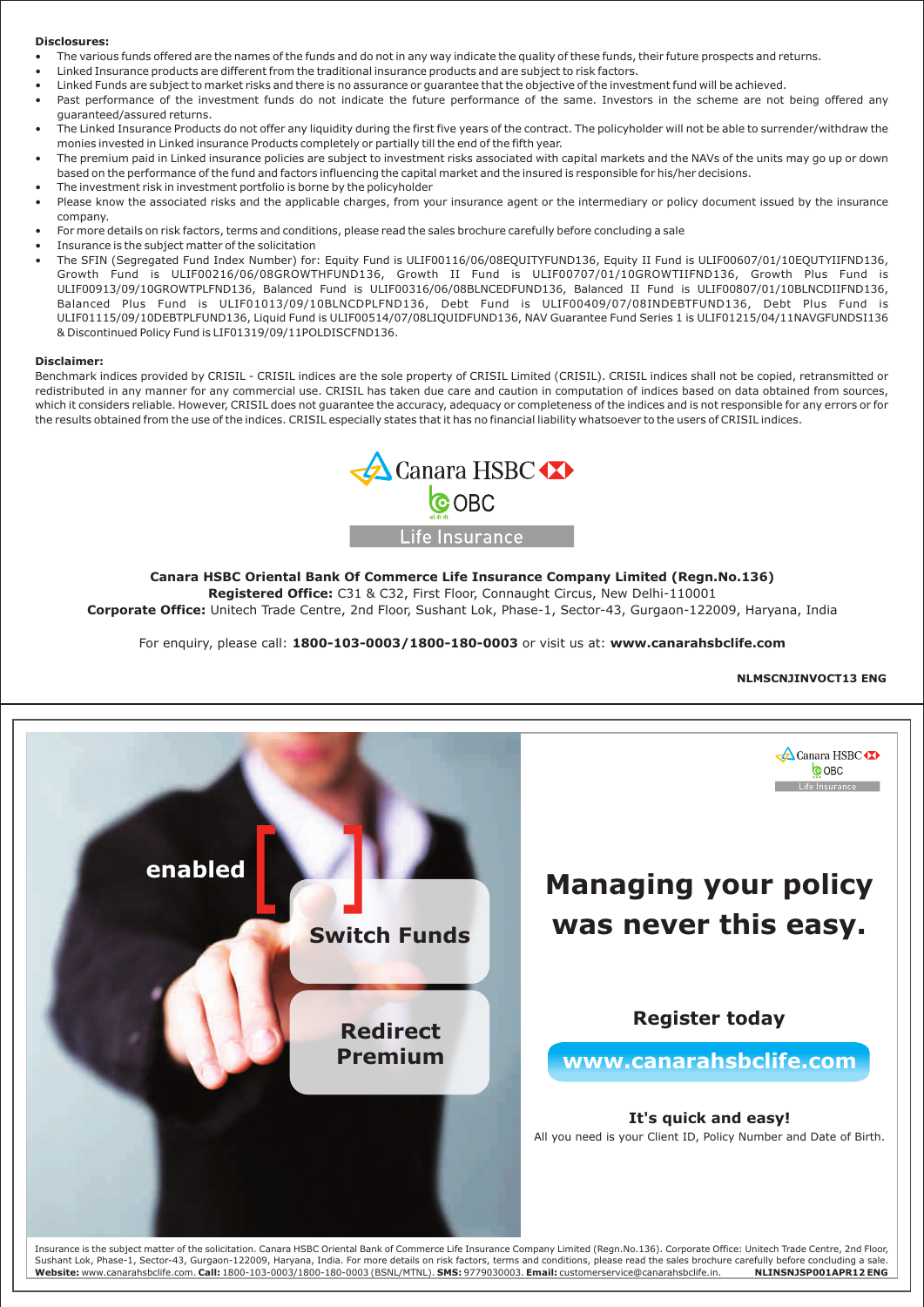**Disclosures:**

- The various funds offered are the names of the funds and do not in any way indicate the quality of these funds, their future prospects and returns.
- Linked Insurance products are different from the traditional insurance products and are subject to risk factors.
- Linked Funds are subject to market risks and there is no assurance or guarantee that the objective of the investment fund will be achieved.
- Past performance of the investment funds do not indicate the future performance of the same. Investors in the scheme are not being offered any guaranteed/assured returns.
- The Linked Insurance Products do not offer any liquidity during the first five years of the contract. The policyholder will not be able to surrender/withdraw the monies invested in Linked insurance Products completely or partially till the end of the fifth year.
- The premium paid in Linked insurance policies are subject to investment risks associated with capital markets and the NAVs of the units may go up or down based on the performance of the fund and factors influencing the capital market and the insured is responsible for his/her decisions.
- The investment risk in investment portfolio is borne by the policyholder
- Please know the associated risks and the applicable charges, from your insurance agent or the intermediary or policy document issued by the insurance company.
- For more details on risk factors, terms and conditions, please read the sales brochure carefully before concluding a sale
- Insurance is the subject matter of the solicitation
- The SFIN (Segregated Fund Index Number) for: Equity Fund is ULIF00116/06/08EQUITYFUND136, Equity II Fund is ULIF00607/01/10EQUTYIIFND136, Growth Fund is ULIF00216/06/08GROWTHFUND136, Growth II Fund is ULIF00707/01/10GROWTIIFND136, Growth Plus Fund is ULIF00913/09/10GROWTPLFND136, Balanced Fund is ULIF00316/06/08BLNCEDFUND136, Balanced II Fund is ULIF00807/01/10BLNCDIIFND136, Balanced Plus Fund is ULIF01013/09/10BLNCDPLFND136, Debt Fund is ULIF00409/07/08INDEBTFUND136, Debt Plus Fund is ULIF01115/09/10DEBTPLFUND136, Liquid Fund is ULIF00514/07/08LIQUIDFUND136, NAV Guarantee Fund Series 1 is ULIF01215/04/11NAVGFUNDSI136 & Discontinued Policy Fund is LIF01319/09/11POLDISCFND136.

**Disclaimer:**

Benchmark indices provided by CRISIL - CRISIL indices are the sole property of CRISIL Limited (CRISIL). CRISIL indices shall not be copied, retransmitted or redistributed in any manner for any commercial use. CRISIL has taken due care and caution in computation of indices based on data obtained from sources, which it considers reliable. However, CRISIL does not guarantee the accuracy, adequacy or completeness of the indices and is not responsible for any errors or for the results obtained from the use of the indices. CRISIL especially states that it has no financial liability whatsoever to the users of CRISIL indices.

Canara HSBC OBC Life Insurance

**Canara HSBC Oriental Bank Of Commerce Life Insurance Company Limited (Regn.No.136)**
**Registered Office:** C31 & C32, First Floor, Connaught Circus, New Delhi-110001
**Corporate Office:** Unitech Trade Centre, 2nd Floor, Sushant Lok, Phase-1, Sector-43, Gurgaon-122009, Haryana, India

For enquiry, please call: **1800-103-0003/1800-180-0003** or visit us at: **www.canarahsbclife.com**

**NLMSCNJINVOCT13 ENG**

enabled [ ]

**Switch Funds**

**Redirect Premium**

Canara HSBC OBC Life Insurance

# Managing your policy was never this easy.

**Register today**

**www.canarahsbclife.com**

**It's quick and easy!**

All you need is your Client ID, Policy Number and Date of Birth.

Insurance is the subject matter of the solicitation. Canara HSBC Oriental Bank of Commerce Life Insurance Company Limited (Regn.No.136). Corporate Office: Unitech Trade Centre, 2nd Floor, Sushant Lok, Phase-1, Sector-43, Gurgaon-122009, Haryana, India. For more details on risk factors, terms and conditions, please read the sales brochure carefully before concluding a sale. **Website:** www.canarahsbclife.com. **Call:** 1800-103-0003/1800-180-0003 (BSNL/MTNL). **SMS:** 9779030003. **Email:** customerservice@canarahsbclife.in. **NLINSNJSP001APR12 ENG**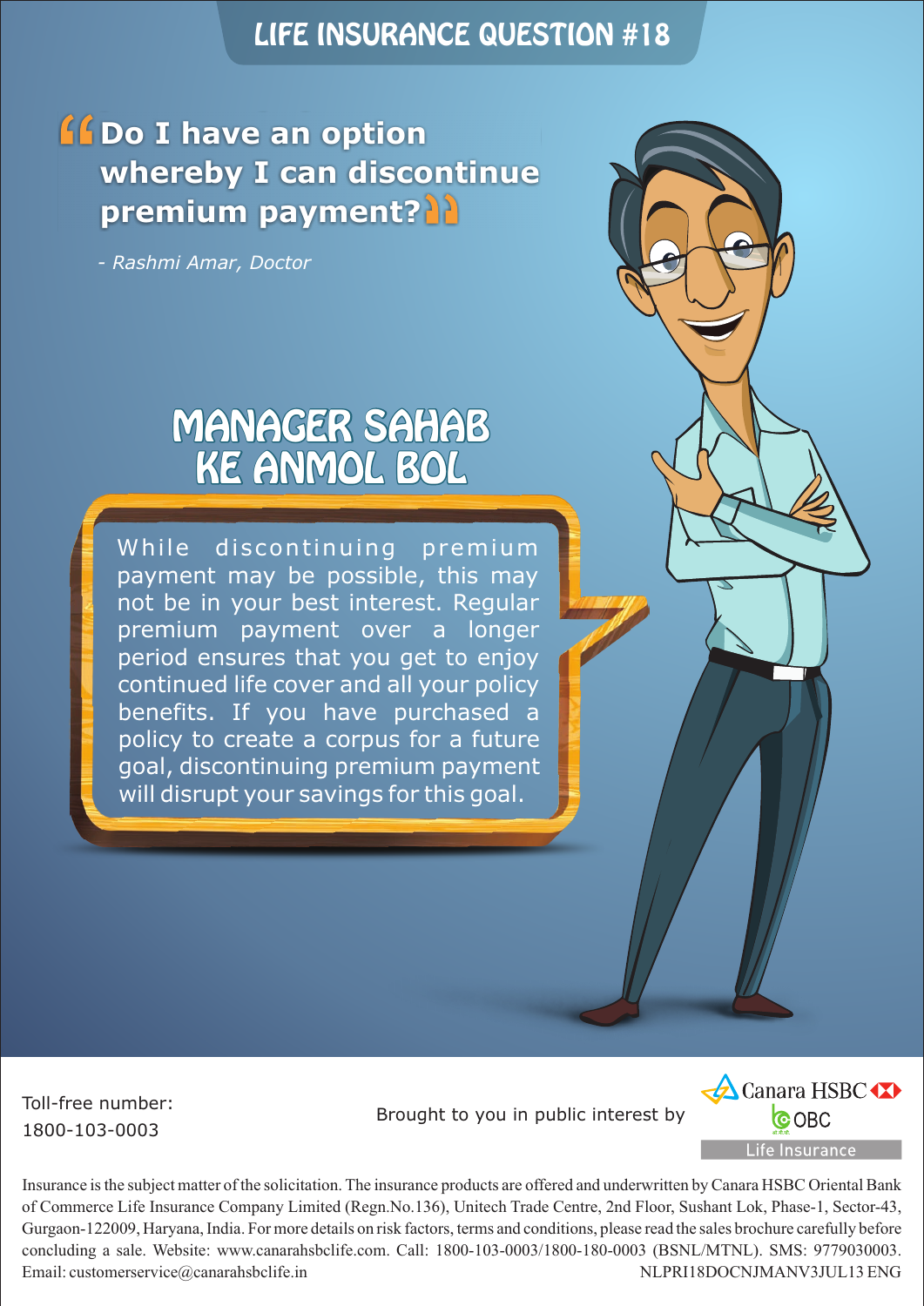# LIFE INSURANCE QUESTION #18

**"Do I have an option whereby I can discontinue premium payment?"**

*- Rashmi Amar, Doctor*

## MANAGER SAHAB KE ANMOL BOL

While discontinuing premium payment may be possible, this may not be in your best interest. Regular premium payment over a longer period ensures that you get to enjoy continued life cover and all your policy benefits. If you have purchased a policy to create a corpus for a future goal, discontinuing premium payment will disrupt your savings for this goal.

Toll-free number:
1800-103-0003

Brought to you in public interest by

Canara HSBC OBC
Life Insurance

Insurance is the subject matter of the solicitation. The insurance products are offered and underwritten by Canara HSBC Oriental Bank of Commerce Life Insurance Company Limited (Regn.No.136), Unitech Trade Centre, 2nd Floor, Sushant Lok, Phase-1, Sector-43, Gurgaon-122009, Haryana, India. For more details on risk factors, terms and conditions, please read the sales brochure carefully before concluding a sale. Website: www.canarahsbclife.com. Call: 1800-103-0003/1800-180-0003 (BSNL/MTNL). SMS: 9779030003. Email: customerservice@canarahsbclife.in NLPRI18DOCNJMANV3JUL13 ENG